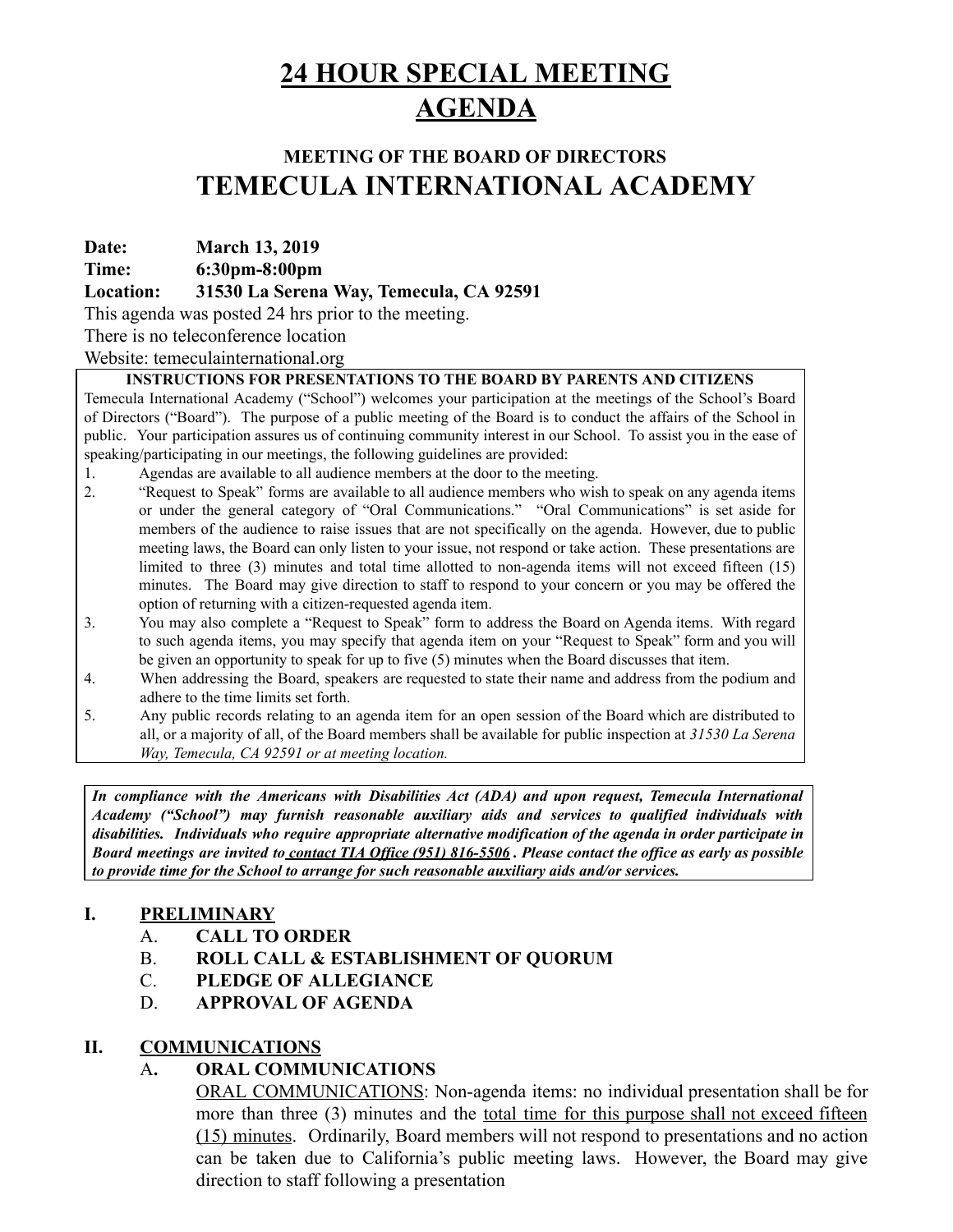# 24 HOUR SPECIAL MEETING AGENDA

## MEETING OF THE BOARD OF DIRECTORS
# TEMECULA INTERNATIONAL ACADEMY

**Date:** **March 13, 2019**
**Time:** **6:30pm-8:00pm**
**Location:** **31530 La Serena Way, Temecula, CA 92591**
This agenda was posted 24 hrs prior to the meeting.
There is no teleconference location
Website: temeculainternational.org

**INSTRUCTIONS FOR PRESENTATIONS TO THE BOARD BY PARENTS AND CITIZENS**

Temecula International Academy ("School") welcomes your participation at the meetings of the School's Board of Directors ("Board"). The purpose of a public meeting of the Board is to conduct the affairs of the School in public. Your participation assures us of continuing community interest in our School. To assist you in the ease of speaking/participating in our meetings, the following guidelines are provided:

1. Agendas are available to all audience members at the door to the meeting.
2. "Request to Speak" forms are available to all audience members who wish to speak on any agenda items or under the general category of "Oral Communications." "Oral Communications" is set aside for members of the audience to raise issues that are not specifically on the agenda. However, due to public meeting laws, the Board can only listen to your issue, not respond or take action. These presentations are limited to three (3) minutes and total time allotted to non-agenda items will not exceed fifteen (15) minutes. The Board may give direction to staff to respond to your concern or you may be offered the option of returning with a citizen-requested agenda item.
3. You may also complete a "Request to Speak" form to address the Board on Agenda items. With regard to such agenda items, you may specify that agenda item on your "Request to Speak" form and you will be given an opportunity to speak for up to five (5) minutes when the Board discusses that item.
4. When addressing the Board, speakers are requested to state their name and address from the podium and adhere to the time limits set forth.
5. Any public records relating to an agenda item for an open session of the Board which are distributed to all, or a majority of all, of the Board members shall be available for public inspection at *31530 La Serena Way, Temecula, CA 92591 or at meeting location.*

***In compliance with the Americans with Disabilities Act (ADA) and upon request, Temecula International Academy ("School") may furnish reasonable auxiliary aids and services to qualified individuals with disabilities. Individuals who require appropriate alternative modification of the agenda in order participate in Board meetings are invited to contact TIA Office (951) 816-5506 . Please contact the office as early as possible to provide time for the School to arrange for such reasonable auxiliary aids and/or services.***

**I. PRELIMINARY**

A. **CALL TO ORDER**
B. **ROLL CALL & ESTABLISHMENT OF QUORUM**
C. **PLEDGE OF ALLEGIANCE**
D. **APPROVAL OF AGENDA**

**II. COMMUNICATIONS**

A**. ORAL COMMUNICATIONS**

ORAL COMMUNICATIONS: Non-agenda items: no individual presentation shall be for more than three (3) minutes and the total time for this purpose shall not exceed fifteen (15) minutes. Ordinarily, Board members will not respond to presentations and no action can be taken due to California's public meeting laws. However, the Board may give direction to staff following a presentation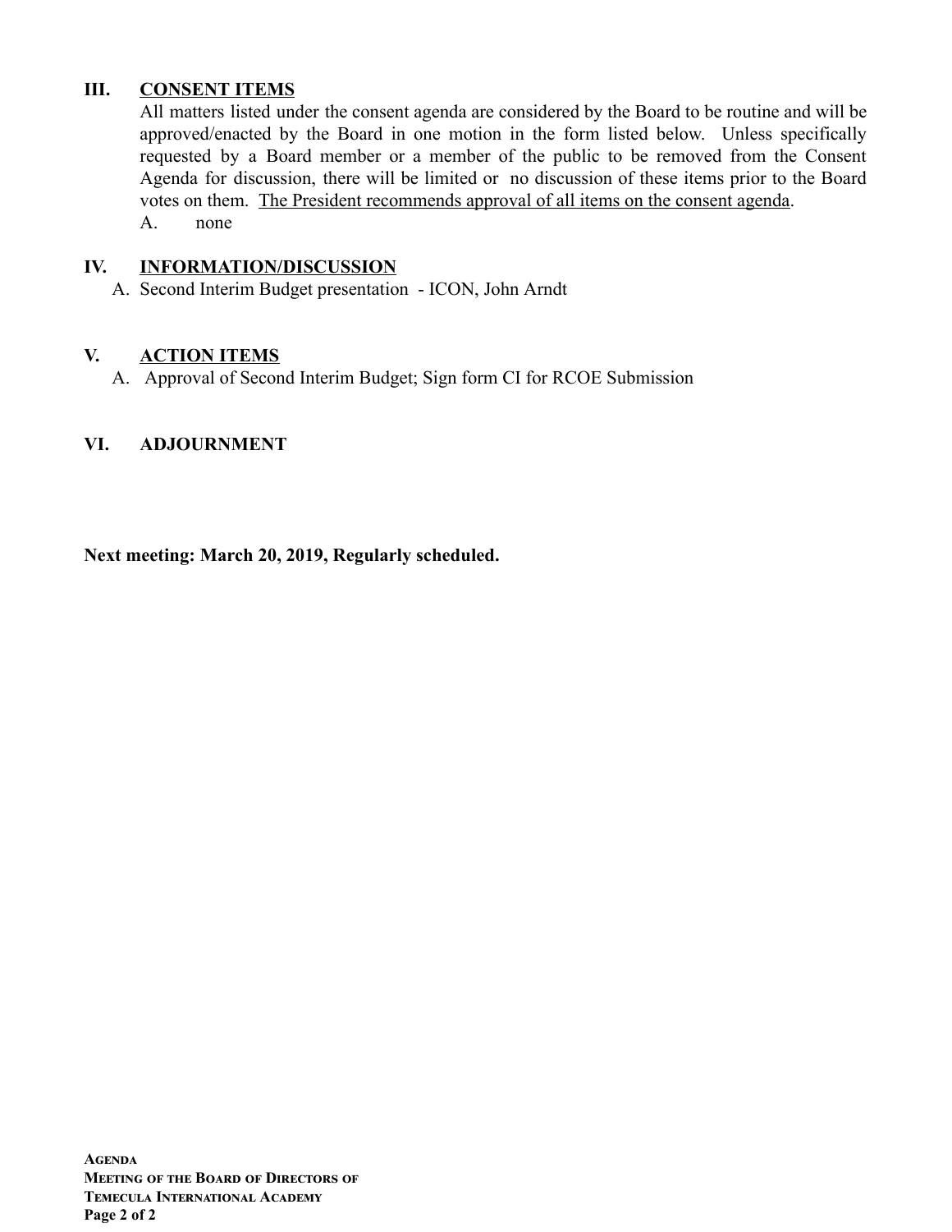## III. CONSENT ITEMS

All matters listed under the consent agenda are considered by the Board to be routine and will be approved/enacted by the Board in one motion in the form listed below. Unless specifically requested by a Board member or a member of the public to be removed from the Consent Agenda for discussion, there will be limited or no discussion of these items prior to the Board votes on them. The President recommends approval of all items on the consent agenda.

A. none

## IV. INFORMATION/DISCUSSION

A. Second Interim Budget presentation - ICON, John Arndt

## V. ACTION ITEMS

A. Approval of Second Interim Budget; Sign form CI for RCOE Submission

## VI. ADJOURNMENT

**Next meeting: March 20, 2019, Regularly scheduled.**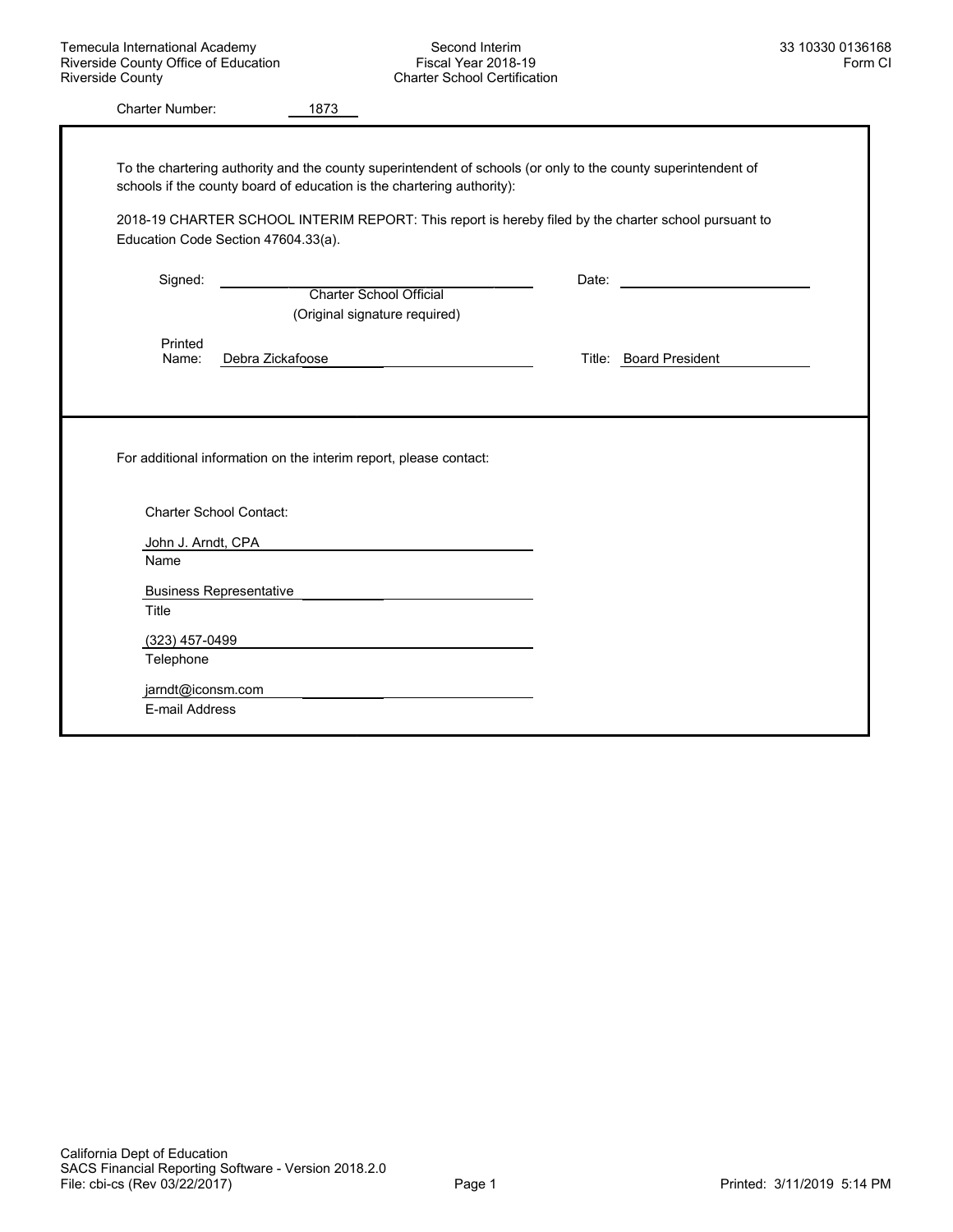Temecula International Academy
Riverside County Office of Education
Riverside County

Second Interim
Fiscal Year 2018-19
Charter School Certification

33 10330 0136168
Form CI

Charter Number: 1873

To the chartering authority and the county superintendent of schools (or only to the county superintendent of schools if the county board of education is the chartering authority):

2018-19 CHARTER SCHOOL INTERIM REPORT: This report is hereby filed by the charter school pursuant to Education Code Section 47604.33(a).

Signed: ______________________________ Date: ______________________
Charter School Official
(Original signature required)

Printed Name: Debra Zickafoose Title: Board President

For additional information on the interim report, please contact:

Charter School Contact:

John J. Arndt, CPA
Name

Business Representative
Title

(323) 457-0499
Telephone

jarndt@iconsm.com
E-mail Address

California Dept of Education
SACS Financial Reporting Software - Version 2018.2.0
File: cbi-cs (Rev 03/22/2017)

Printed: 3/11/2019 5:14 PM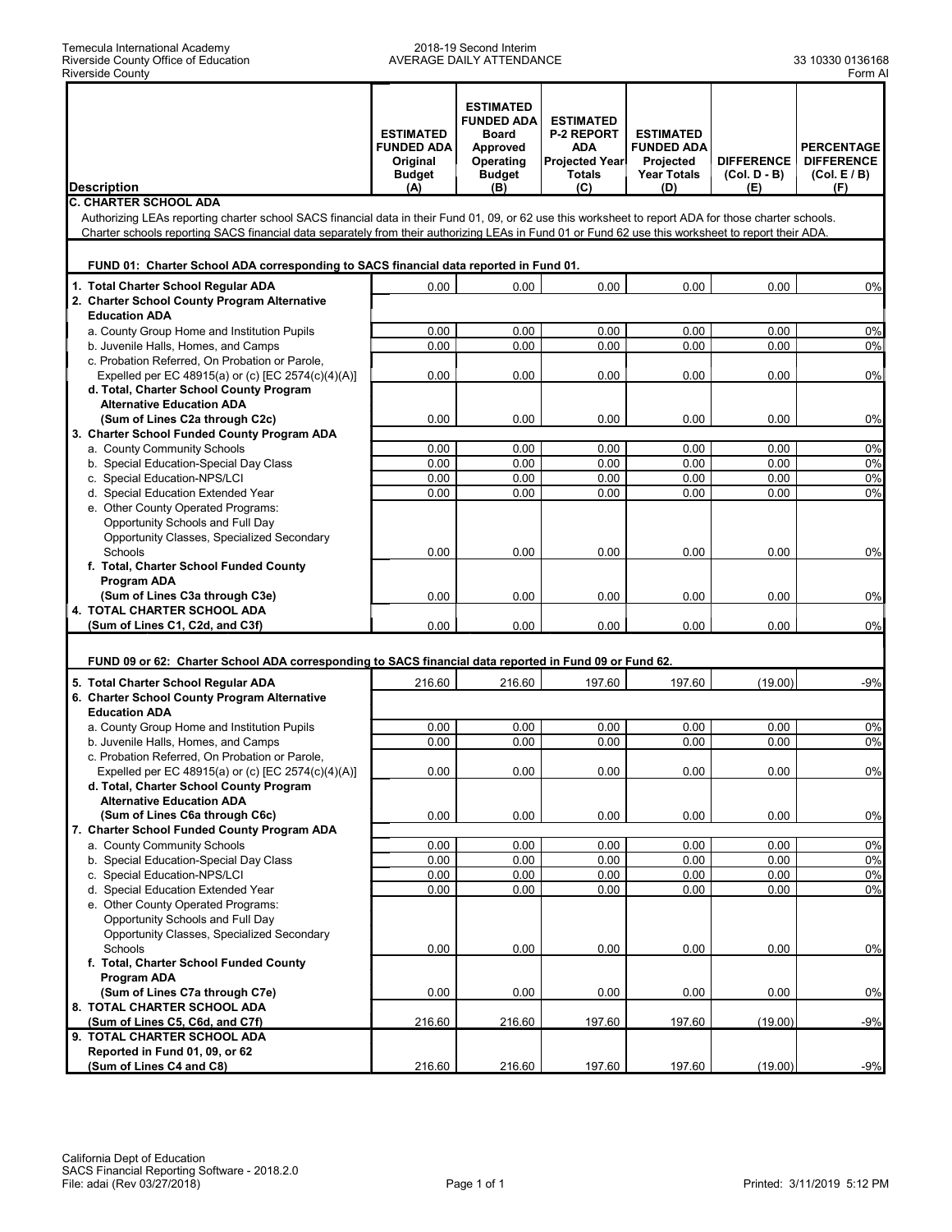Temecula International Academy
Riverside County Office of Education
Riverside County

2018-19 Second Interim
AVERAGE DAILY ATTENDANCE

33 10330 0136168
Form AI

| Description | ESTIMATED FUNDED ADA Original Budget (A) | ESTIMATED FUNDED ADA Board Approved Operating Budget (B) | ESTIMATED P-2 REPORT ADA Projected Year Totals (C) | ESTIMATED FUNDED ADA Projected Year Totals (D) | DIFFERENCE (Col. D - B) (E) | PERCENTAGE DIFFERENCE (Col. E / B) (F) |
|---|---|---|---|---|---|---|
| **C. CHARTER SCHOOL ADA** | | | | | | |
| Authorizing LEAs reporting charter school SACS financial data in their Fund 01, 09, or 62 use this worksheet to report ADA for those charter schools. Charter schools reporting SACS financial data separately from their authorizing LEAs in Fund 01 or Fund 62 use this worksheet to report their ADA. | | | | | | |
| **FUND 01: Charter School ADA corresponding to SACS financial data reported in Fund 01.** | | | | | | |
| **1. Total Charter School Regular ADA** | 0.00 | 0.00 | 0.00 | 0.00 | 0.00 | 0% |
| **2. Charter School County Program Alternative Education ADA** | | | | | | |
| a. County Group Home and Institution Pupils | 0.00 | 0.00 | 0.00 | 0.00 | 0.00 | 0% |
| b. Juvenile Halls, Homes, and Camps | 0.00 | 0.00 | 0.00 | 0.00 | 0.00 | 0% |
| c. Probation Referred, On Probation or Parole, Expelled per EC 48915(a) or (c) [EC 2574(c)(4)(A)] | 0.00 | 0.00 | 0.00 | 0.00 | 0.00 | 0% |
| **d. Total, Charter School County Program Alternative Education ADA (Sum of Lines C2a through C2c)** | 0.00 | 0.00 | 0.00 | 0.00 | 0.00 | 0% |
| **3. Charter School Funded County Program ADA** | | | | | | |
| a. County Community Schools | 0.00 | 0.00 | 0.00 | 0.00 | 0.00 | 0% |
| b. Special Education-Special Day Class | 0.00 | 0.00 | 0.00 | 0.00 | 0.00 | 0% |
| c. Special Education-NPS/LCI | 0.00 | 0.00 | 0.00 | 0.00 | 0.00 | 0% |
| d. Special Education Extended Year | 0.00 | 0.00 | 0.00 | 0.00 | 0.00 | 0% |
| e. Other County Operated Programs: Opportunity Schools and Full Day Opportunity Classes, Specialized Secondary Schools | 0.00 | 0.00 | 0.00 | 0.00 | 0.00 | 0% |
| **f. Total, Charter School Funded County Program ADA (Sum of Lines C3a through C3e)** | 0.00 | 0.00 | 0.00 | 0.00 | 0.00 | 0% |
| **4. TOTAL CHARTER SCHOOL ADA (Sum of Lines C1, C2d, and C3f)** | 0.00 | 0.00 | 0.00 | 0.00 | 0.00 | 0% |
| **FUND 09 or 62: Charter School ADA corresponding to SACS financial data reported in Fund 09 or Fund 62.** | | | | | | |
| **5. Total Charter School Regular ADA** | 216.60 | 216.60 | 197.60 | 197.60 | (19.00) | -9% |
| **6. Charter School County Program Alternative Education ADA** | | | | | | |
| a. County Group Home and Institution Pupils | 0.00 | 0.00 | 0.00 | 0.00 | 0.00 | 0% |
| b. Juvenile Halls, Homes, and Camps | 0.00 | 0.00 | 0.00 | 0.00 | 0.00 | 0% |
| c. Probation Referred, On Probation or Parole, Expelled per EC 48915(a) or (c) [EC 2574(c)(4)(A)] | 0.00 | 0.00 | 0.00 | 0.00 | 0.00 | 0% |
| **d. Total, Charter School County Program Alternative Education ADA (Sum of Lines C6a through C6c)** | 0.00 | 0.00 | 0.00 | 0.00 | 0.00 | 0% |
| **7. Charter School Funded County Program ADA** | | | | | | |
| a. County Community Schools | 0.00 | 0.00 | 0.00 | 0.00 | 0.00 | 0% |
| b. Special Education-Special Day Class | 0.00 | 0.00 | 0.00 | 0.00 | 0.00 | 0% |
| c. Special Education-NPS/LCI | 0.00 | 0.00 | 0.00 | 0.00 | 0.00 | 0% |
| d. Special Education Extended Year | 0.00 | 0.00 | 0.00 | 0.00 | 0.00 | 0% |
| e. Other County Operated Programs: Opportunity Schools and Full Day Opportunity Classes, Specialized Secondary Schools | 0.00 | 0.00 | 0.00 | 0.00 | 0.00 | 0% |
| **f. Total, Charter School Funded County Program ADA (Sum of Lines C7a through C7e)** | 0.00 | 0.00 | 0.00 | 0.00 | 0.00 | 0% |
| **8. TOTAL CHARTER SCHOOL ADA (Sum of Lines C5, C6d, and C7f)** | 216.60 | 216.60 | 197.60 | 197.60 | (19.00) | -9% |
| **9. TOTAL CHARTER SCHOOL ADA Reported in Fund 01, 09, or 62 (Sum of Lines C4 and C8)** | 216.60 | 216.60 | 197.60 | 197.60 | (19.00) | -9% |

California Dept of Education
SACS Financial Reporting Software - 2018.2.0
File: adai (Rev 03/27/2018)

Printed: 3/11/2019 5:12 PM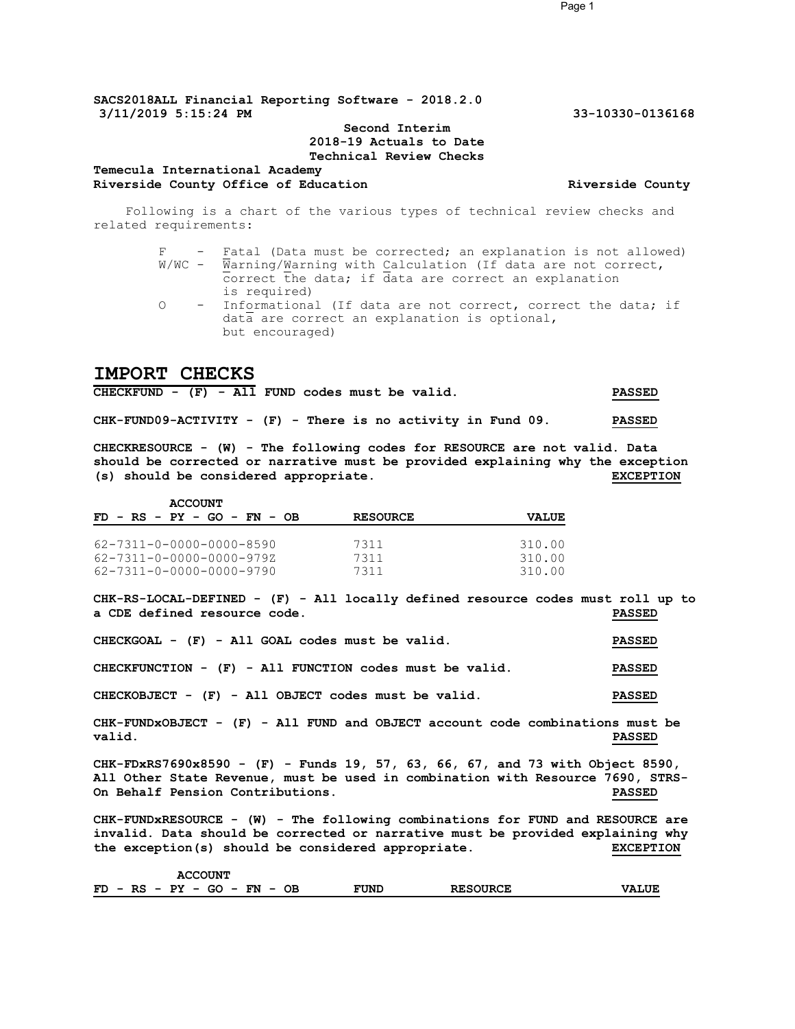**SACS2018ALL Financial Reporting Software - 2018.2.0**
**3/11/2019 5:15:24 PM** **33-10330-0136168**

**Second Interim**
**2018-19 Actuals to Date**
**Technical Review Checks**

**Temecula International Academy**
**Riverside County Office of Education** **Riverside County**

Following is a chart of the various types of technical review checks and related requirements:

- F - Fatal (Data must be corrected; an explanation is not allowed)
- W/WC - Warning/Warning with Calculation (If data are not correct, correct the data; if data are correct an explanation is required)
- O - Informational (If data are not correct, correct the data; if data are correct an explanation is optional, but encouraged)

# IMPORT CHECKS

**CHECKFUND - (F) - All FUND codes must be valid.** **PASSED**

**CHK-FUND09-ACTIVITY - (F) - There is no activity in Fund 09.** **PASSED**

**CHECKRESOURCE - (W) - The following codes for RESOURCE are not valid. Data should be corrected or narrative must be provided explaining why the exception (s) should be considered appropriate.** **EXCEPTION**

| ACCOUNT FD - RS - PY - GO - FN - OB | RESOURCE | VALUE |
|---|---|---|
| 62-7311-0-0000-0000-8590 | 7311 | 310.00 |
| 62-7311-0-0000-0000-979Z | 7311 | 310.00 |
| 62-7311-0-0000-0000-9790 | 7311 | 310.00 |

**CHK-RS-LOCAL-DEFINED - (F) - All locally defined resource codes must roll up to a CDE defined resource code.** **PASSED**

**CHECKGOAL - (F) - All GOAL codes must be valid.** **PASSED**

**CHECKFUNCTION - (F) - All FUNCTION codes must be valid.** **PASSED**

**CHECKOBJECT - (F) - All OBJECT codes must be valid.** **PASSED**

**CHK-FUNDxOBJECT - (F) - All FUND and OBJECT account code combinations must be valid.** **PASSED**

**CHK-FDxRS7690x8590 - (F) - Funds 19, 57, 63, 66, 67, and 73 with Object 8590, All Other State Revenue, must be used in combination with Resource 7690, STRS-On Behalf Pension Contributions.** **PASSED**

**CHK-FUNDxRESOURCE - (W) - The following combinations for FUND and RESOURCE are invalid. Data should be corrected or narrative must be provided explaining why the exception(s) should be considered appropriate.** **EXCEPTION**

| ACCOUNT FD - RS - PY - GO - FN - OB | FUND | RESOURCE | VALUE |
|---|---|---|---|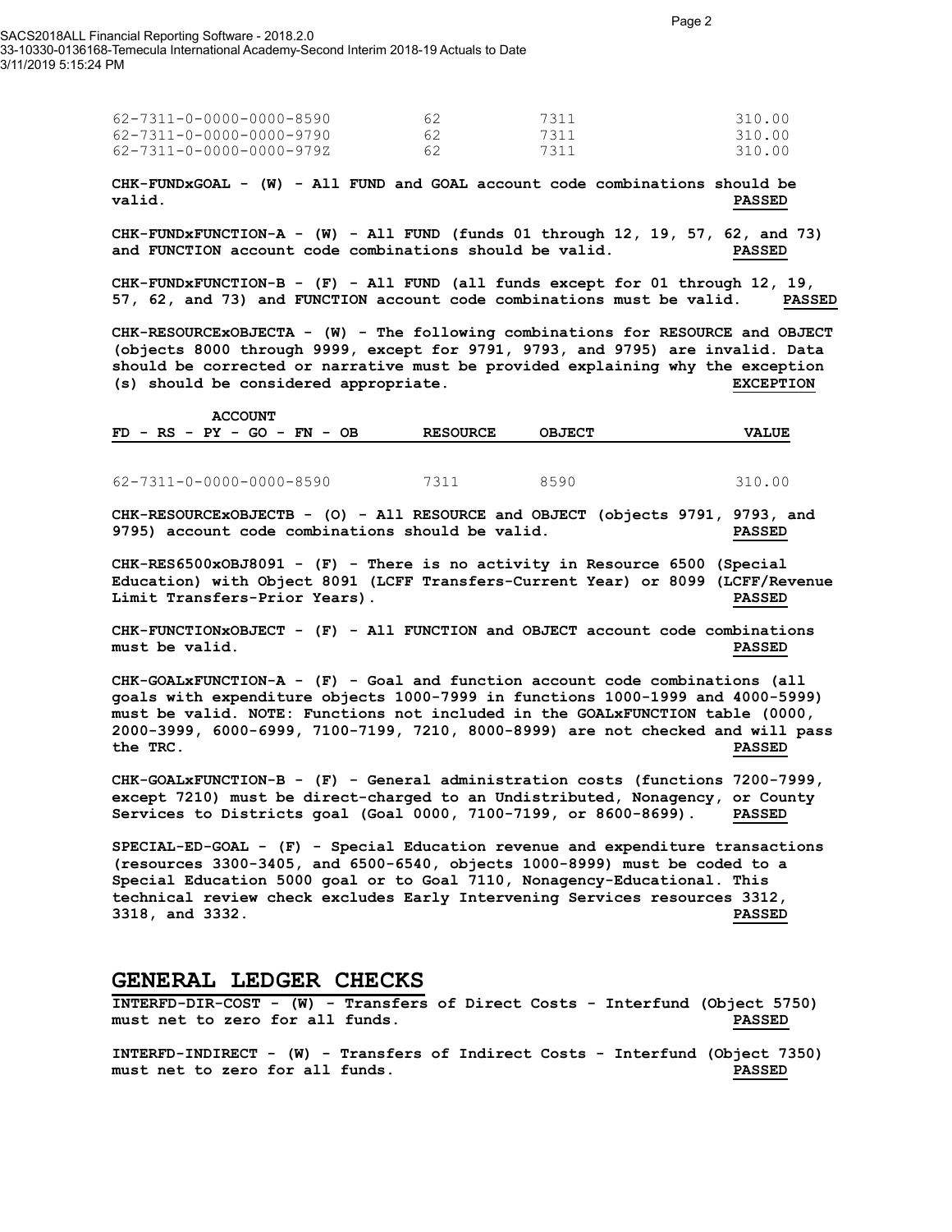| | | | |
|---|---|---|---|
| 62-7311-0-0000-0000-8590 | 62 | 7311 | 310.00 |
| 62-7311-0-0000-0000-9790 | 62 | 7311 | 310.00 |
| 62-7311-0-0000-0000-979Z | 62 | 7311 | 310.00 |

**CHK-FUNDxGOAL - (W) - All FUND and GOAL account code combinations should be valid.** **PASSED**

**CHK-FUNDxFUNCTION-A - (W) - All FUND (funds 01 through 12, 19, 57, 62, and 73) and FUNCTION account code combinations should be valid.** **PASSED**

**CHK-FUNDxFUNCTION-B - (F) - All FUND (all funds except for 01 through 12, 19, 57, 62, and 73) and FUNCTION account code combinations must be valid.** **PASSED**

**CHK-RESOURCExOBJECTA - (W) - The following combinations for RESOURCE and OBJECT (objects 8000 through 9999, except for 9791, 9793, and 9795) are invalid. Data should be corrected or narrative must be provided explaining why the exception (s) should be considered appropriate.** **EXCEPTION**

| ACCOUNT<br>FD - RS - PY - GO - FN - OB | RESOURCE | OBJECT | VALUE |
|---|---|---|---|
| 62-7311-0-0000-0000-8590 | 7311 | 8590 | 310.00 |

**CHK-RESOURCExOBJECTB - (O) - All RESOURCE and OBJECT (objects 9791, 9793, and 9795) account code combinations should be valid.** **PASSED**

**CHK-RES6500xOBJ8091 - (F) - There is no activity in Resource 6500 (Special Education) with Object 8091 (LCFF Transfers-Current Year) or 8099 (LCFF/Revenue Limit Transfers-Prior Years).** **PASSED**

**CHK-FUNCTIONxOBJECT - (F) - All FUNCTION and OBJECT account code combinations must be valid.** **PASSED**

**CHK-GOALxFUNCTION-A - (F) - Goal and function account code combinations (all goals with expenditure objects 1000-7999 in functions 1000-1999 and 4000-5999) must be valid. NOTE: Functions not included in the GOALxFUNCTION table (0000, 2000-3999, 6000-6999, 7100-7199, 7210, 8000-8999) are not checked and will pass the TRC.** **PASSED**

**CHK-GOALxFUNCTION-B - (F) - General administration costs (functions 7200-7999, except 7210) must be direct-charged to an Undistributed, Nonagency, or County Services to Districts goal (Goal 0000, 7100-7199, or 8600-8699).** **PASSED**

**SPECIAL-ED-GOAL - (F) - Special Education revenue and expenditure transactions (resources 3300-3405, and 6500-6540, objects 1000-8999) must be coded to a Special Education 5000 goal or to Goal 7110, Nonagency-Educational. This technical review check excludes Early Intervening Services resources 3312, 3318, and 3332.** **PASSED**

## GENERAL LEDGER CHECKS

**INTERFD-DIR-COST - (W) - Transfers of Direct Costs - Interfund (Object 5750) must net to zero for all funds.** **PASSED**

**INTERFD-INDIRECT - (W) - Transfers of Indirect Costs - Interfund (Object 7350) must net to zero for all funds.** **PASSED**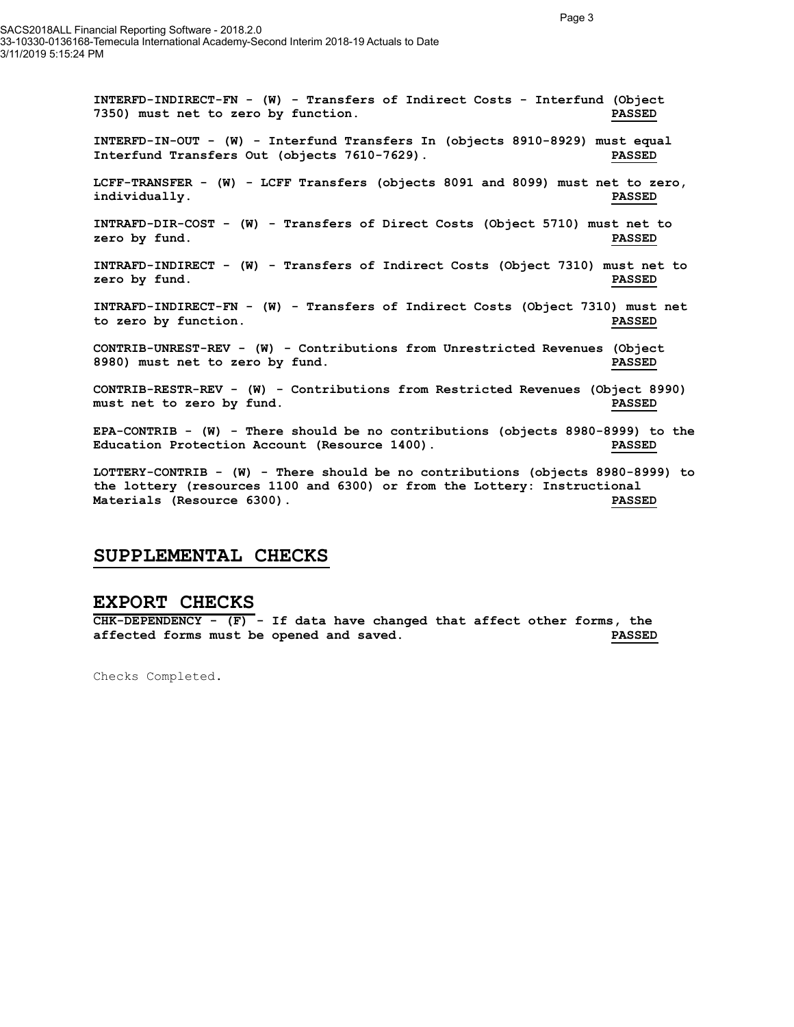**INTERFD-INDIRECT-FN - (W) - Transfers of Indirect Costs - Interfund (Object 7350) must net to zero by function.** **PASSED**

**INTERFD-IN-OUT - (W) - Interfund Transfers In (objects 8910-8929) must equal Interfund Transfers Out (objects 7610-7629).** **PASSED**

**LCFF-TRANSFER - (W) - LCFF Transfers (objects 8091 and 8099) must net to zero, individually.** **PASSED**

**INTRAFD-DIR-COST - (W) - Transfers of Direct Costs (Object 5710) must net to zero by fund.** **PASSED**

**INTRAFD-INDIRECT - (W) - Transfers of Indirect Costs (Object 7310) must net to zero by fund.** **PASSED**

**INTRAFD-INDIRECT-FN - (W) - Transfers of Indirect Costs (Object 7310) must net to zero by function.** **PASSED**

**CONTRIB-UNREST-REV - (W) - Contributions from Unrestricted Revenues (Object 8980) must net to zero by fund.** **PASSED**

**CONTRIB-RESTR-REV - (W) - Contributions from Restricted Revenues (Object 8990) must net to zero by fund.** **PASSED**

**EPA-CONTRIB - (W) - There should be no contributions (objects 8980-8999) to the Education Protection Account (Resource 1400).** **PASSED**

**LOTTERY-CONTRIB - (W) - There should be no contributions (objects 8980-8999) to the lottery (resources 1100 and 6300) or from the Lottery: Instructional Materials (Resource 6300).** **PASSED**

## SUPPLEMENTAL CHECKS

## EXPORT CHECKS

**CHK-DEPENDENCY - (F) - If data have changed that affect other forms, the affected forms must be opened and saved.** **PASSED**

Checks Completed.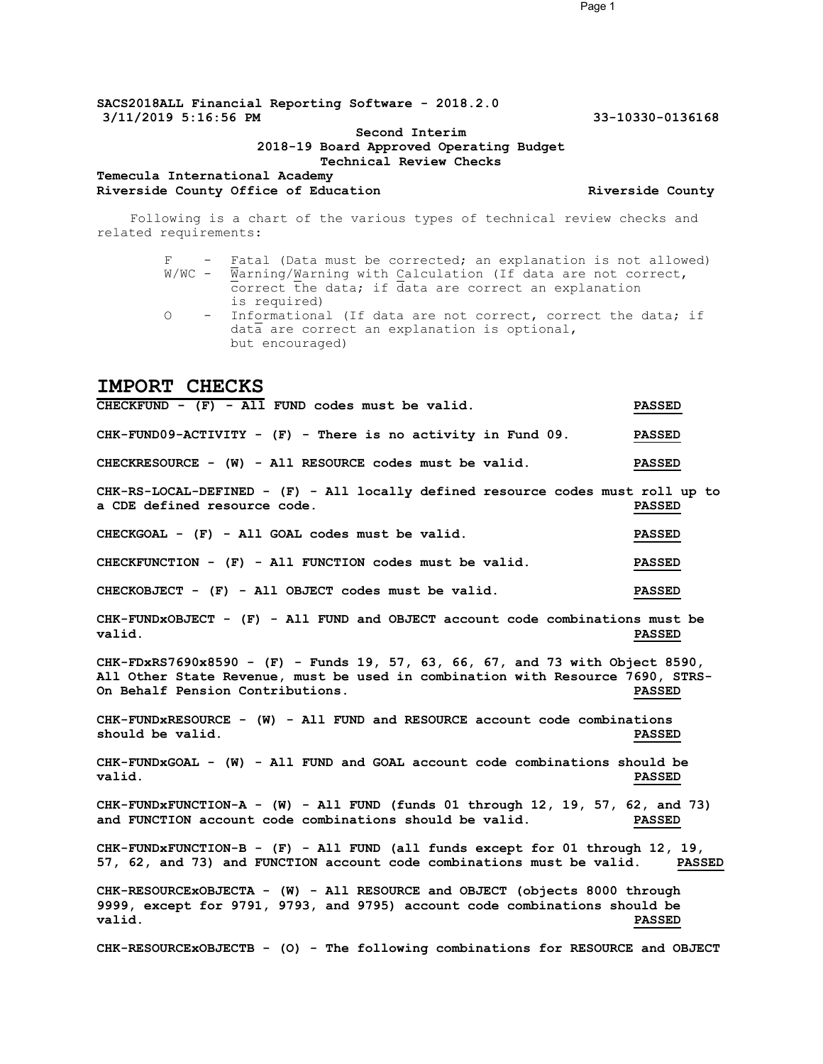SACS2018ALL Financial Reporting Software - 2018.2.0
3/11/2019 5:16:56 PM 33-10330-0136168

**Second Interim**
**2018-19 Board Approved Operating Budget**
**Technical Review Checks**

**Temecula International Academy**
**Riverside County Office of Education** Riverside County

Following is a chart of the various types of technical review checks and related requirements:

- F - Fatal (Data must be corrected; an explanation is not allowed)
- W/WC - Warning/Warning with Calculation (If data are not correct, correct the data; if data are correct an explanation is required)
- O - Informational (If data are not correct, correct the data; if data are correct an explanation is optional, but encouraged)

## IMPORT CHECKS

**CHECKFUND - (F) - All FUND codes must be valid.** PASSED

**CHK-FUND09-ACTIVITY - (F) - There is no activity in Fund 09.** PASSED

**CHECKRESOURCE - (W) - All RESOURCE codes must be valid.** PASSED

**CHK-RS-LOCAL-DEFINED - (F) - All locally defined resource codes must roll up to a CDE defined resource code.** PASSED

**CHECKGOAL - (F) - All GOAL codes must be valid.** PASSED

**CHECKFUNCTION - (F) - All FUNCTION codes must be valid.** PASSED

**CHECKOBJECT - (F) - All OBJECT codes must be valid.** PASSED

**CHK-FUNDxOBJECT - (F) - All FUND and OBJECT account code combinations must be valid.** PASSED

**CHK-FDxRS7690x8590 - (F) - Funds 19, 57, 63, 66, 67, and 73 with Object 8590, All Other State Revenue, must be used in combination with Resource 7690, STRS-On Behalf Pension Contributions.** PASSED

**CHK-FUNDxRESOURCE - (W) - All FUND and RESOURCE account code combinations should be valid.** PASSED

**CHK-FUNDxGOAL - (W) - All FUND and GOAL account code combinations should be valid.** PASSED

**CHK-FUNDxFUNCTION-A - (W) - All FUND (funds 01 through 12, 19, 57, 62, and 73) and FUNCTION account code combinations should be valid.** PASSED

**CHK-FUNDxFUNCTION-B - (F) - All FUND (all funds except for 01 through 12, 19, 57, 62, and 73) and FUNCTION account code combinations must be valid.** PASSED

**CHK-RESOURCExOBJECTA - (W) - All RESOURCE and OBJECT (objects 8000 through 9999, except for 9791, 9793, and 9795) account code combinations should be valid.** PASSED

**CHK-RESOURCExOBJECTB - (O) - The following combinations for RESOURCE and OBJECT**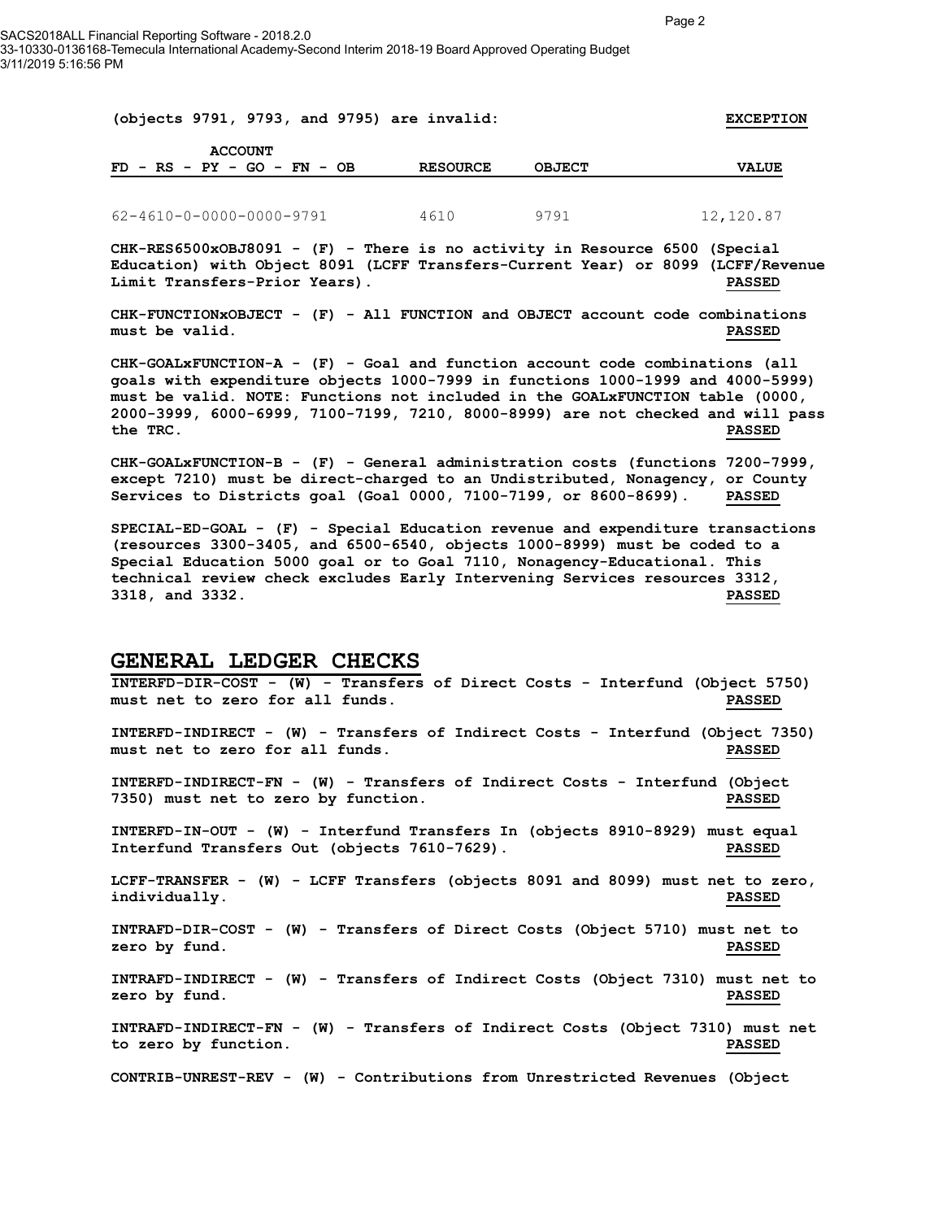**(objects 9791, 9793, and 9795) are invalid:** **EXCEPTION**

| ACCOUNT FD - RS - PY - GO - FN - OB | RESOURCE | OBJECT | VALUE |
|---|---|---|---|
| 62-4610-0-0000-0000-9791 | 4610 | 9791 | 12,120.87 |

**CHK-RES6500xOBJ8091 - (F) - There is no activity in Resource 6500 (Special Education) with Object 8091 (LCFF Transfers-Current Year) or 8099 (LCFF/Revenue Limit Transfers-Prior Years).** **PASSED**

**CHK-FUNCTIONxOBJECT - (F) - All FUNCTION and OBJECT account code combinations must be valid.** **PASSED**

**CHK-GOALxFUNCTION-A - (F) - Goal and function account code combinations (all goals with expenditure objects 1000-7999 in functions 1000-1999 and 4000-5999) must be valid. NOTE: Functions not included in the GOALxFUNCTION table (0000, 2000-3999, 6000-6999, 7100-7199, 7210, 8000-8999) are not checked and will pass the TRC.** **PASSED**

**CHK-GOALxFUNCTION-B - (F) - General administration costs (functions 7200-7999, except 7210) must be direct-charged to an Undistributed, Nonagency, or County Services to Districts goal (Goal 0000, 7100-7199, or 8600-8699).** **PASSED**

**SPECIAL-ED-GOAL - (F) - Special Education revenue and expenditure transactions (resources 3300-3405, and 6500-6540, objects 1000-8999) must be coded to a Special Education 5000 goal or to Goal 7110, Nonagency-Educational. This technical review check excludes Early Intervening Services resources 3312, 3318, and 3332.** **PASSED**

## GENERAL LEDGER CHECKS

**INTERFD-DIR-COST - (W) - Transfers of Direct Costs - Interfund (Object 5750) must net to zero for all funds.** **PASSED**

**INTERFD-INDIRECT - (W) - Transfers of Indirect Costs - Interfund (Object 7350) must net to zero for all funds.** **PASSED**

**INTERFD-INDIRECT-FN - (W) - Transfers of Indirect Costs - Interfund (Object 7350) must net to zero by function.** **PASSED**

**INTERFD-IN-OUT - (W) - Interfund Transfers In (objects 8910-8929) must equal Interfund Transfers Out (objects 7610-7629).** **PASSED**

**LCFF-TRANSFER - (W) - LCFF Transfers (objects 8091 and 8099) must net to zero, individually.** **PASSED**

**INTRAFD-DIR-COST - (W) - Transfers of Direct Costs (Object 5710) must net to zero by fund.** **PASSED**

**INTRAFD-INDIRECT - (W) - Transfers of Indirect Costs (Object 7310) must net to zero by fund.** **PASSED**

**INTRAFD-INDIRECT-FN - (W) - Transfers of Indirect Costs (Object 7310) must net to zero by function.** **PASSED**

**CONTRIB-UNREST-REV - (W) - Contributions from Unrestricted Revenues (Object**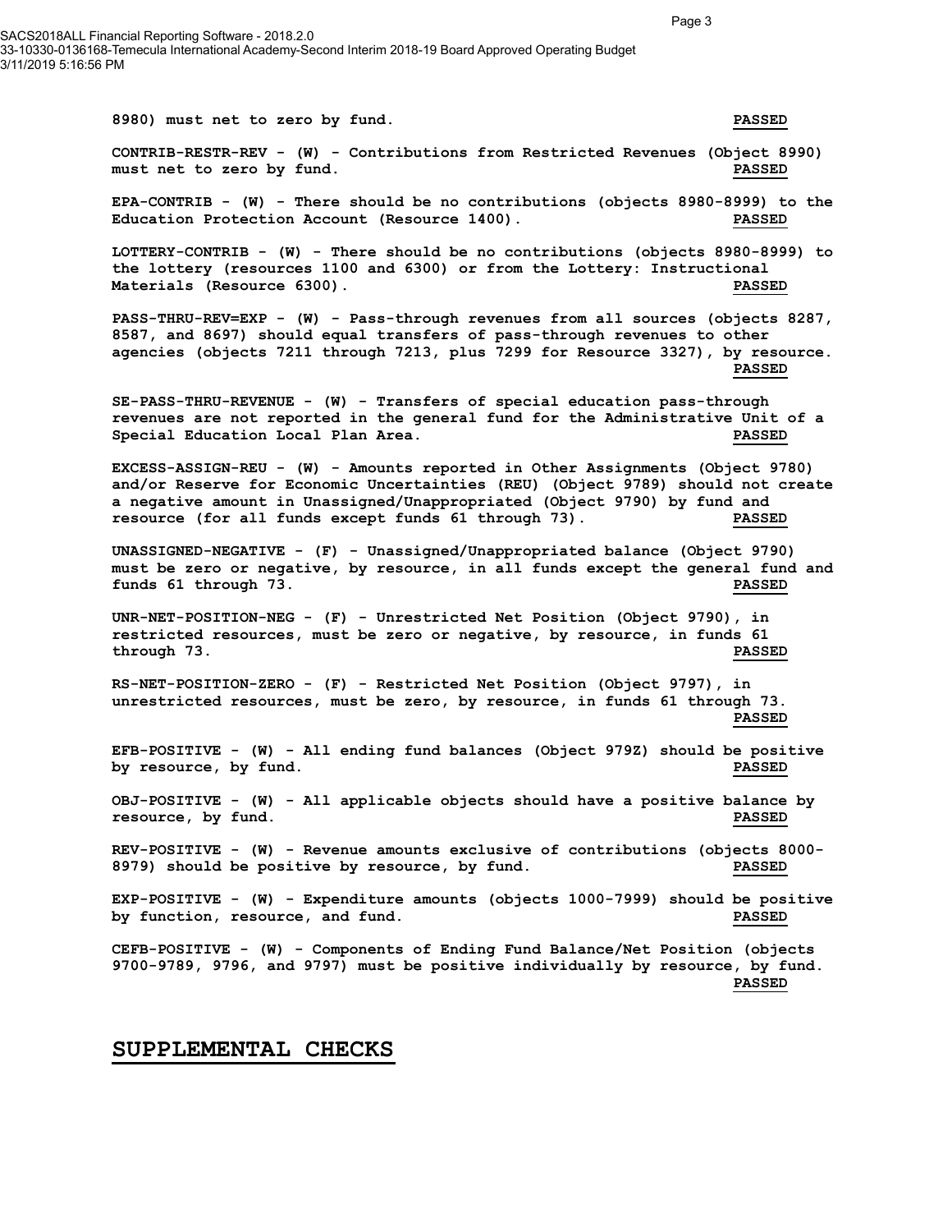8980) must net to zero by fund. **PASSED**

**CONTRIB-RESTR-REV - (W) - Contributions from Restricted Revenues (Object 8990) must net to zero by fund.** **PASSED**

**EPA-CONTRIB - (W) - There should be no contributions (objects 8980-8999) to the Education Protection Account (Resource 1400).** **PASSED**

**LOTTERY-CONTRIB - (W) - There should be no contributions (objects 8980-8999) to the lottery (resources 1100 and 6300) or from the Lottery: Instructional Materials (Resource 6300).** **PASSED**

**PASS-THRU-REV=EXP - (W) - Pass-through revenues from all sources (objects 8287, 8587, and 8697) should equal transfers of pass-through revenues to other agencies (objects 7211 through 7213, plus 7299 for Resource 3327), by resource.** **PASSED**

**SE-PASS-THRU-REVENUE - (W) - Transfers of special education pass-through revenues are not reported in the general fund for the Administrative Unit of a Special Education Local Plan Area.** **PASSED**

**EXCESS-ASSIGN-REU - (W) - Amounts reported in Other Assignments (Object 9780) and/or Reserve for Economic Uncertainties (REU) (Object 9789) should not create a negative amount in Unassigned/Unappropriated (Object 9790) by fund and resource (for all funds except funds 61 through 73).** **PASSED**

**UNASSIGNED-NEGATIVE - (F) - Unassigned/Unappropriated balance (Object 9790) must be zero or negative, by resource, in all funds except the general fund and funds 61 through 73.** **PASSED**

**UNR-NET-POSITION-NEG - (F) - Unrestricted Net Position (Object 9790), in restricted resources, must be zero or negative, by resource, in funds 61 through 73.** **PASSED**

**RS-NET-POSITION-ZERO - (F) - Restricted Net Position (Object 9797), in unrestricted resources, must be zero, by resource, in funds 61 through 73.** **PASSED**

**EFB-POSITIVE - (W) - All ending fund balances (Object 979Z) should be positive by resource, by fund.** **PASSED**

**OBJ-POSITIVE - (W) - All applicable objects should have a positive balance by resource, by fund.** **PASSED**

**REV-POSITIVE - (W) - Revenue amounts exclusive of contributions (objects 8000-8979) should be positive by resource, by fund.** **PASSED**

**EXP-POSITIVE - (W) - Expenditure amounts (objects 1000-7999) should be positive by function, resource, and fund.** **PASSED**

**CEFB-POSITIVE - (W) - Components of Ending Fund Balance/Net Position (objects 9700-9789, 9796, and 9797) must be positive individually by resource, by fund.** **PASSED**

## SUPPLEMENTAL CHECKS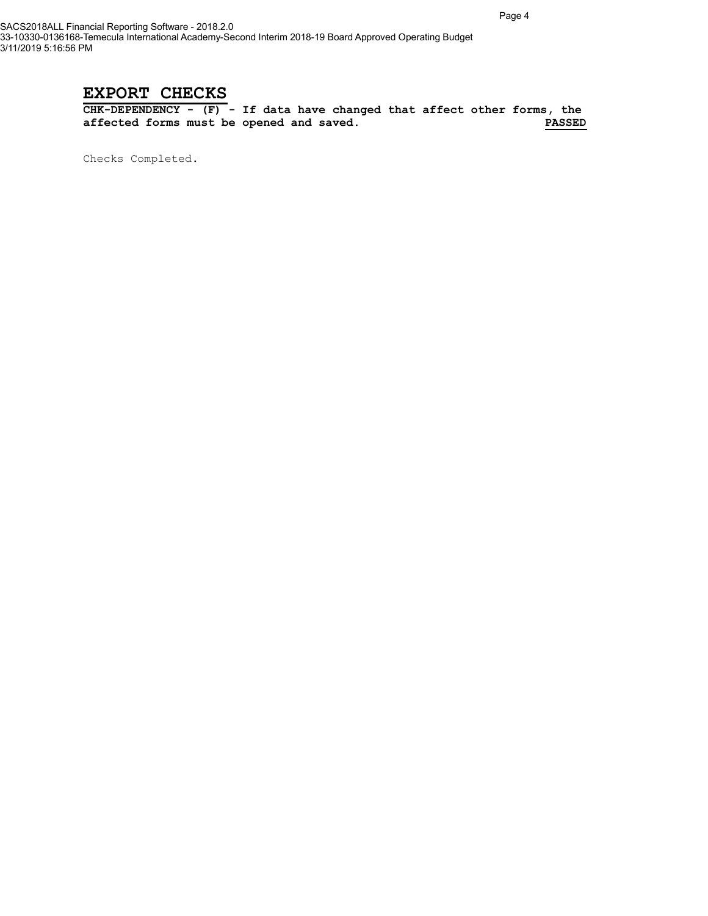# EXPORT CHECKS

**CHK-DEPENDENCY - (F) - If data have changed that affect other forms, the affected forms must be opened and saved.** **PASSED**

Checks Completed.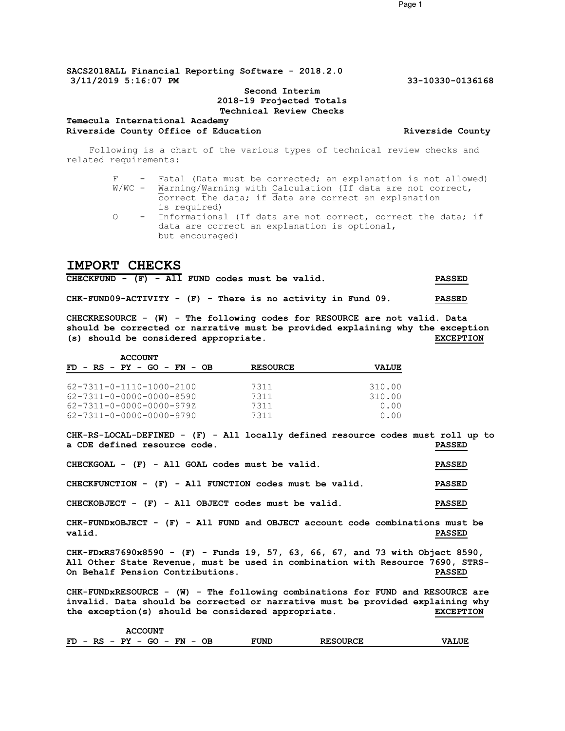SACS2018ALL Financial Reporting Software - 2018.2.0
3/11/2019 5:16:07 PM 33-10330-0136168

**Second Interim**
**2018-19 Projected Totals**
**Technical Review Checks**

**Temecula International Academy**
**Riverside County Office of Education** **Riverside County**

Following is a chart of the various types of technical review checks and related requirements:

- F - Fatal (Data must be corrected; an explanation is not allowed)
- W/WC - Warning/Warning with Calculation (If data are not correct, correct the data; if data are correct an explanation is required)
- O - Informational (If data are not correct, correct the data; if data are correct an explanation is optional, but encouraged)

# IMPORT CHECKS

**CHECKFUND - (F) - All FUND codes must be valid.** **PASSED**

**CHK-FUND09-ACTIVITY - (F) - There is no activity in Fund 09.** **PASSED**

**CHECKRESOURCE - (W) - The following codes for RESOURCE are not valid. Data should be corrected or narrative must be provided explaining why the exception (s) should be considered appropriate.** **EXCEPTION**

| ACCOUNT FD - RS - PY - GO - FN - OB | RESOURCE | VALUE |
|---|---|---|
| 62-7311-0-1110-1000-2100 | 7311 | 310.00 |
| 62-7311-0-0000-0000-8590 | 7311 | 310.00 |
| 62-7311-0-0000-0000-979Z | 7311 | 0.00 |
| 62-7311-0-0000-0000-9790 | 7311 | 0.00 |

**CHK-RS-LOCAL-DEFINED - (F) - All locally defined resource codes must roll up to a CDE defined resource code.** **PASSED**

**CHECKGOAL - (F) - All GOAL codes must be valid.** **PASSED**

**CHECKFUNCTION - (F) - All FUNCTION codes must be valid.** **PASSED**

**CHECKOBJECT - (F) - All OBJECT codes must be valid.** **PASSED**

**CHK-FUNDxOBJECT - (F) - All FUND and OBJECT account code combinations must be valid.** **PASSED**

**CHK-FDxRS7690x8590 - (F) - Funds 19, 57, 63, 66, 67, and 73 with Object 8590, All Other State Revenue, must be used in combination with Resource 7690, STRS-On Behalf Pension Contributions.** **PASSED**

**CHK-FUNDxRESOURCE - (W) - The following combinations for FUND and RESOURCE are invalid. Data should be corrected or narrative must be provided explaining why the exception(s) should be considered appropriate.** **EXCEPTION**

| ACCOUNT FD - RS - PY - GO - FN - OB | FUND | RESOURCE | VALUE |
|---|---|---|---|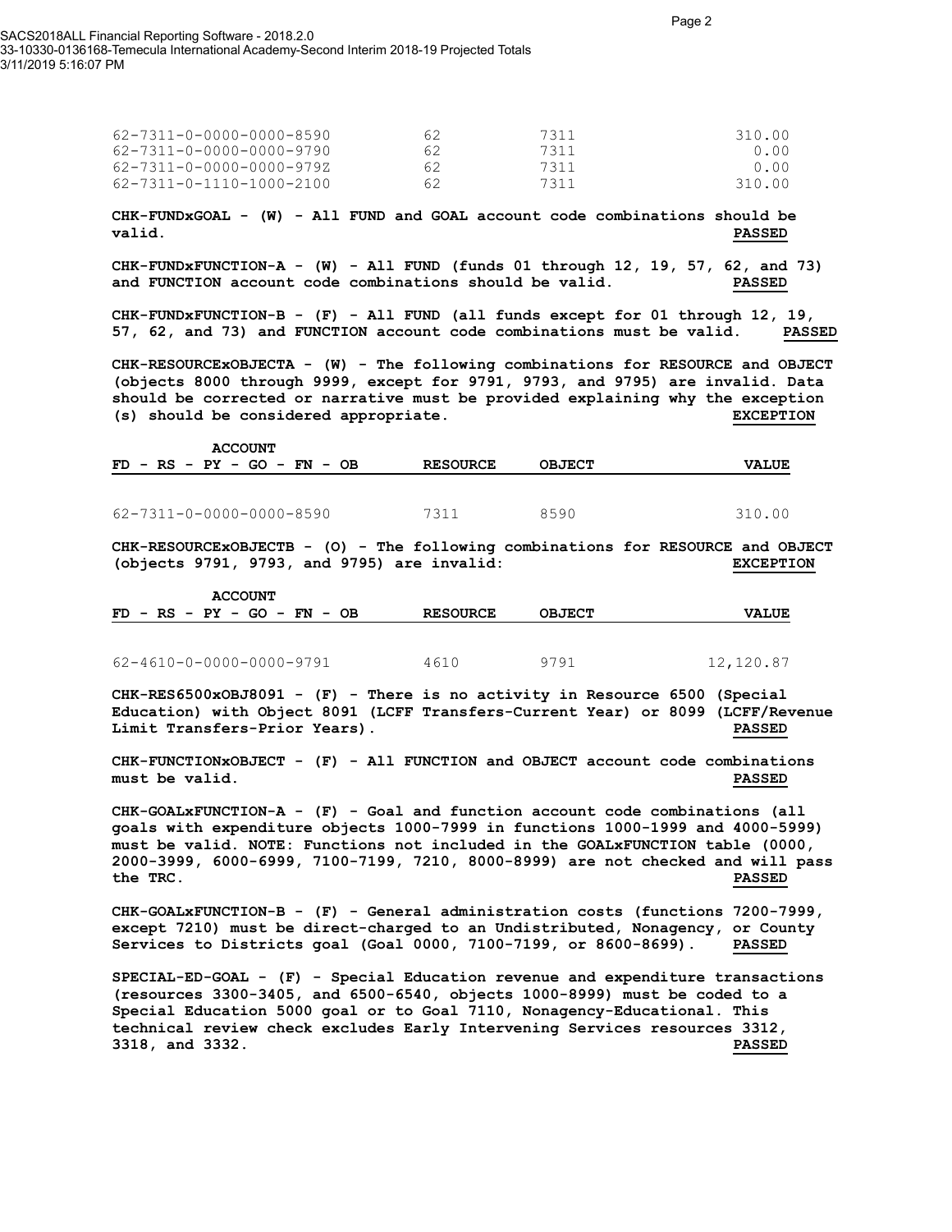| | | | |
|---|---|---|---|
| 62-7311-0-0000-0000-8590 | 62 | 7311 | 310.00 |
| 62-7311-0-0000-0000-9790 | 62 | 7311 | 0.00 |
| 62-7311-0-0000-0000-979Z | 62 | 7311 | 0.00 |
| 62-7311-0-1110-1000-2100 | 62 | 7311 | 310.00 |

**CHK-FUNDxGOAL - (W) - All FUND and GOAL account code combinations should be valid.** **PASSED**

**CHK-FUNDxFUNCTION-A - (W) - All FUND (funds 01 through 12, 19, 57, 62, and 73) and FUNCTION account code combinations should be valid.** **PASSED**

**CHK-FUNDxFUNCTION-B - (F) - All FUND (all funds except for 01 through 12, 19, 57, 62, and 73) and FUNCTION account code combinations must be valid.** **PASSED**

**CHK-RESOURCExOBJECTA - (W) - The following combinations for RESOURCE and OBJECT (objects 8000 through 9999, except for 9791, 9793, and 9795) are invalid. Data should be corrected or narrative must be provided explaining why the exception (s) should be considered appropriate.** **EXCEPTION**

| ACCOUNT FD - RS - PY - GO - FN - OB | RESOURCE | OBJECT | VALUE |
|---|---|---|---|
| 62-7311-0-0000-0000-8590 | 7311 | 8590 | 310.00 |

**CHK-RESOURCExOBJECTB - (O) - The following combinations for RESOURCE and OBJECT (objects 9791, 9793, and 9795) are invalid:** **EXCEPTION**

| ACCOUNT FD - RS - PY - GO - FN - OB | RESOURCE | OBJECT | VALUE |
|---|---|---|---|
| 62-4610-0-0000-0000-9791 | 4610 | 9791 | 12,120.87 |

**CHK-RES6500xOBJ8091 - (F) - There is no activity in Resource 6500 (Special Education) with Object 8091 (LCFF Transfers-Current Year) or 8099 (LCFF/Revenue Limit Transfers-Prior Years).** **PASSED**

**CHK-FUNCTIONxOBJECT - (F) - All FUNCTION and OBJECT account code combinations must be valid.** **PASSED**

**CHK-GOALxFUNCTION-A - (F) - Goal and function account code combinations (all goals with expenditure objects 1000-7999 in functions 1000-1999 and 4000-5999) must be valid. NOTE: Functions not included in the GOALxFUNCTION table (0000, 2000-3999, 6000-6999, 7100-7199, 7210, 8000-8999) are not checked and will pass the TRC.** **PASSED**

**CHK-GOALxFUNCTION-B - (F) - General administration costs (functions 7200-7999, except 7210) must be direct-charged to an Undistributed, Nonagency, or County Services to Districts goal (Goal 0000, 7100-7199, or 8600-8699).** **PASSED**

**SPECIAL-ED-GOAL - (F) - Special Education revenue and expenditure transactions (resources 3300-3405, and 6500-6540, objects 1000-8999) must be coded to a Special Education 5000 goal or to Goal 7110, Nonagency-Educational. This technical review check excludes Early Intervening Services resources 3312, 3318, and 3332.** **PASSED**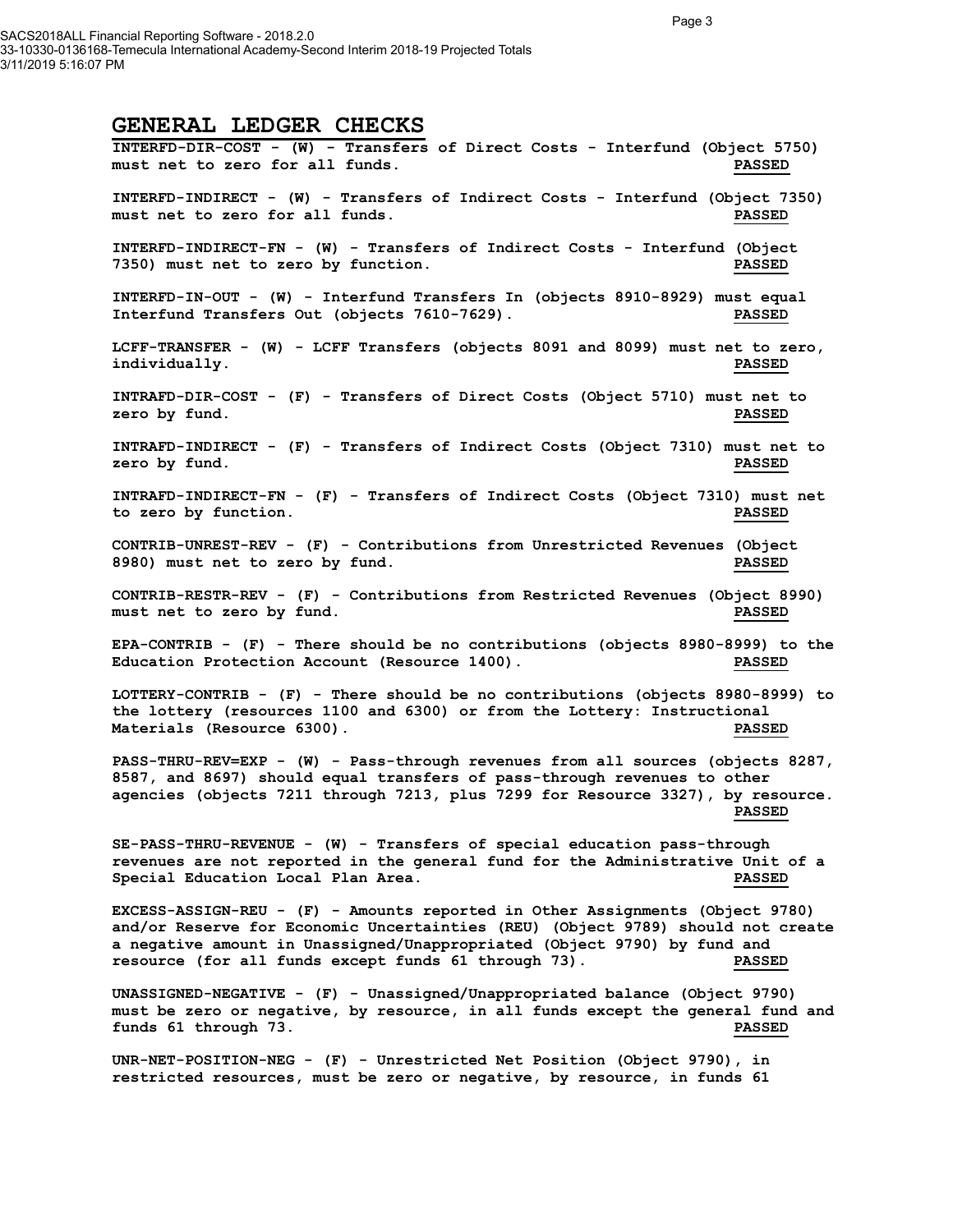## GENERAL LEDGER CHECKS

**INTERFD-DIR-COST - (W) - Transfers of Direct Costs - Interfund (Object 5750) must net to zero for all funds.** **PASSED**

**INTERFD-INDIRECT - (W) - Transfers of Indirect Costs - Interfund (Object 7350) must net to zero for all funds.** **PASSED**

**INTERFD-INDIRECT-FN - (W) - Transfers of Indirect Costs - Interfund (Object 7350) must net to zero by function.** **PASSED**

**INTERFD-IN-OUT - (W) - Interfund Transfers In (objects 8910-8929) must equal Interfund Transfers Out (objects 7610-7629).** **PASSED**

**LCFF-TRANSFER - (W) - LCFF Transfers (objects 8091 and 8099) must net to zero, individually.** **PASSED**

**INTRAFD-DIR-COST - (F) - Transfers of Direct Costs (Object 5710) must net to zero by fund.** **PASSED**

**INTRAFD-INDIRECT - (F) - Transfers of Indirect Costs (Object 7310) must net to zero by fund.** **PASSED**

**INTRAFD-INDIRECT-FN - (F) - Transfers of Indirect Costs (Object 7310) must net to zero by function.** **PASSED**

**CONTRIB-UNREST-REV - (F) - Contributions from Unrestricted Revenues (Object 8980) must net to zero by fund.** **PASSED**

**CONTRIB-RESTR-REV - (F) - Contributions from Restricted Revenues (Object 8990) must net to zero by fund.** **PASSED**

**EPA-CONTRIB - (F) - There should be no contributions (objects 8980-8999) to the Education Protection Account (Resource 1400).** **PASSED**

**LOTTERY-CONTRIB - (F) - There should be no contributions (objects 8980-8999) to the lottery (resources 1100 and 6300) or from the Lottery: Instructional Materials (Resource 6300).** **PASSED**

**PASS-THRU-REV=EXP - (W) - Pass-through revenues from all sources (objects 8287, 8587, and 8697) should equal transfers of pass-through revenues to other agencies (objects 7211 through 7213, plus 7299 for Resource 3327), by resource.** **PASSED**

**SE-PASS-THRU-REVENUE - (W) - Transfers of special education pass-through revenues are not reported in the general fund for the Administrative Unit of a Special Education Local Plan Area.** **PASSED**

**EXCESS-ASSIGN-REU - (F) - Amounts reported in Other Assignments (Object 9780) and/or Reserve for Economic Uncertainties (REU) (Object 9789) should not create a negative amount in Unassigned/Unappropriated (Object 9790) by fund and resource (for all funds except funds 61 through 73).** **PASSED**

**UNASSIGNED-NEGATIVE - (F) - Unassigned/Unappropriated balance (Object 9790) must be zero or negative, by resource, in all funds except the general fund and funds 61 through 73.** **PASSED**

**UNR-NET-POSITION-NEG - (F) - Unrestricted Net Position (Object 9790), in restricted resources, must be zero or negative, by resource, in funds 61**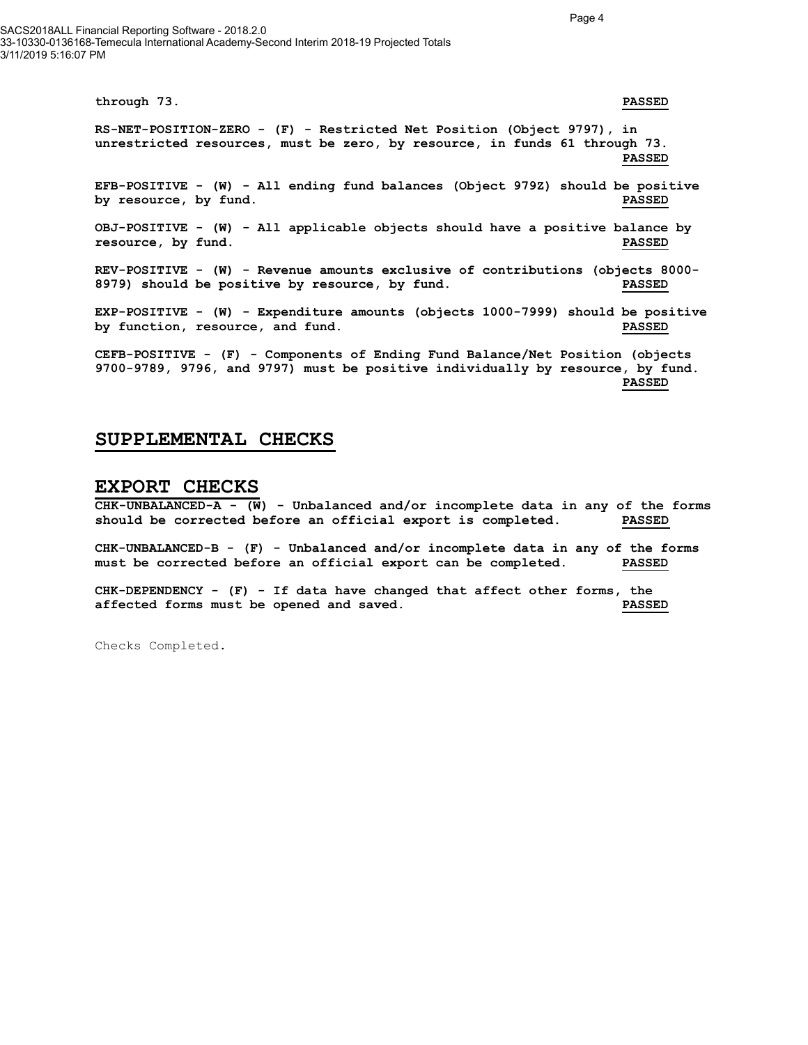through 73. **PASSED**

RS-NET-POSITION-ZERO - (F) - Restricted Net Position (Object 9797), in unrestricted resources, must be zero, by resource, in funds 61 through 73. **PASSED**

EFB-POSITIVE - (W) - All ending fund balances (Object 979Z) should be positive by resource, by fund. **PASSED**

OBJ-POSITIVE - (W) - All applicable objects should have a positive balance by resource, by fund. **PASSED**

REV-POSITIVE - (W) - Revenue amounts exclusive of contributions (objects 8000-8979) should be positive by resource, by fund. **PASSED**

EXP-POSITIVE - (W) - Expenditure amounts (objects 1000-7999) should be positive by function, resource, and fund. **PASSED**

CEFB-POSITIVE - (F) - Components of Ending Fund Balance/Net Position (objects 9700-9789, 9796, and 9797) must be positive individually by resource, by fund. **PASSED**

## SUPPLEMENTAL CHECKS

## EXPORT CHECKS

CHK-UNBALANCED-A - (W) - Unbalanced and/or incomplete data in any of the forms should be corrected before an official export is completed. **PASSED**

CHK-UNBALANCED-B - (F) - Unbalanced and/or incomplete data in any of the forms must be corrected before an official export can be completed. **PASSED**

CHK-DEPENDENCY - (F) - If data have changed that affect other forms, the affected forms must be opened and saved. **PASSED**

Checks Completed.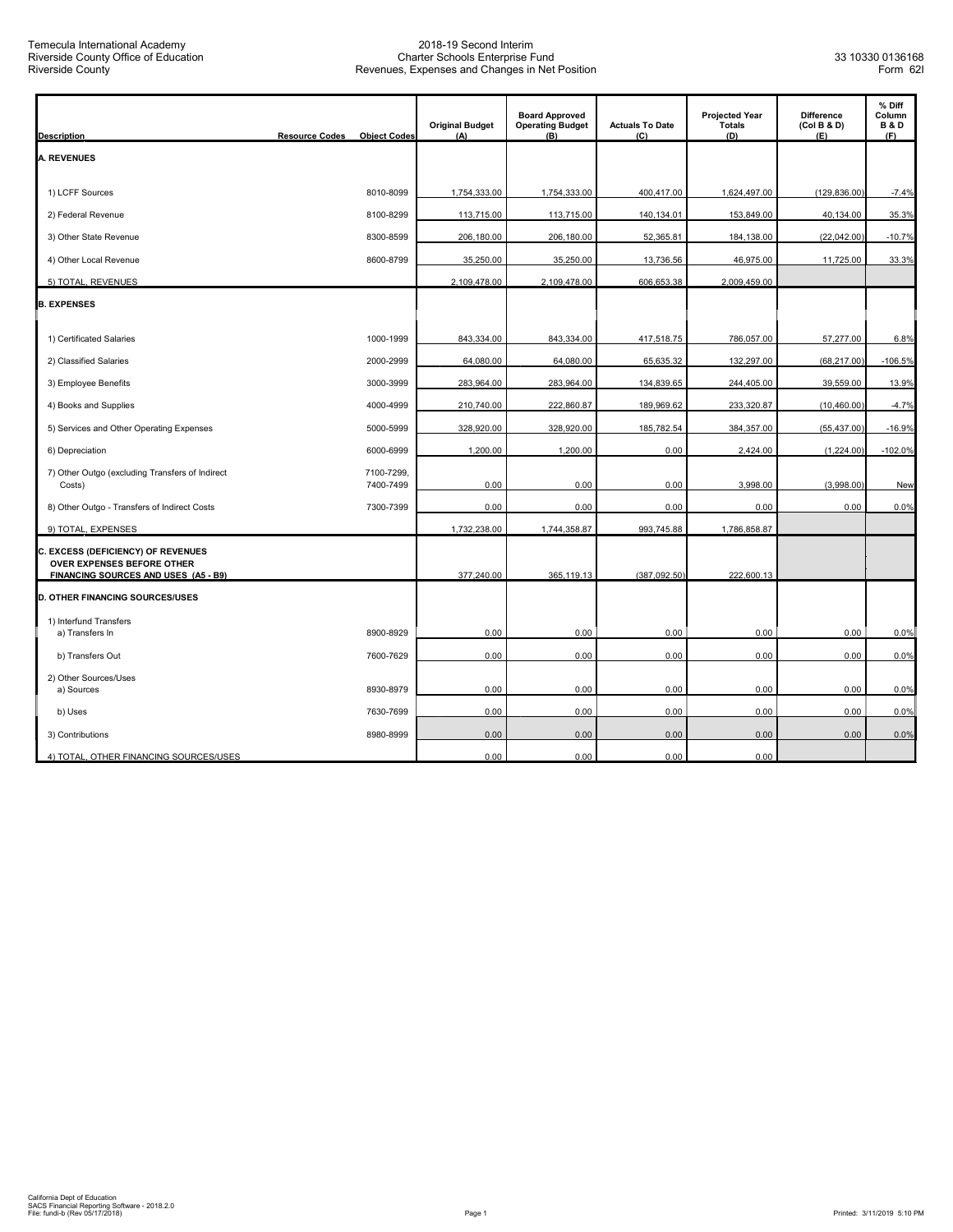Temecula International Academy
Riverside County Office of Education
Riverside County

2018-19 Second Interim
Charter Schools Enterprise Fund
Revenues, Expenses and Changes in Net Position

33 10330 0136168
Form 62I

| Description | Resource Codes | Object Codes | Original Budget (A) | Board Approved Operating Budget (B) | Actuals To Date (C) | Projected Year Totals (D) | Difference (Col B & D) (E) | % Diff Column B & D (F) |
|---|---|---|---|---|---|---|---|---|
| **A. REVENUES** | | | | | | | | |
| 1) LCFF Sources | | 8010-8099 | 1,754,333.00 | 1,754,333.00 | 400,417.00 | 1,624,497.00 | (129,836.00) | -7.4% |
| 2) Federal Revenue | | 8100-8299 | 113,715.00 | 113,715.00 | 140,134.01 | 153,849.00 | 40,134.00 | 35.3% |
| 3) Other State Revenue | | 8300-8599 | 206,180.00 | 206,180.00 | 52,365.81 | 184,138.00 | (22,042.00) | -10.7% |
| 4) Other Local Revenue | | 8600-8799 | 35,250.00 | 35,250.00 | 13,736.56 | 46,975.00 | 11,725.00 | 33.3% |
| 5) TOTAL, REVENUES | | | 2,109,478.00 | 2,109,478.00 | 606,653.38 | 2,009,459.00 | | |
| **B. EXPENSES** | | | | | | | | |
| 1) Certificated Salaries | | 1000-1999 | 843,334.00 | 843,334.00 | 417,518.75 | 786,057.00 | 57,277.00 | 6.8% |
| 2) Classified Salaries | | 2000-2999 | 64,080.00 | 64,080.00 | 65,635.32 | 132,297.00 | (68,217.00) | -106.5% |
| 3) Employee Benefits | | 3000-3999 | 283,964.00 | 283,964.00 | 134,839.65 | 244,405.00 | 39,559.00 | 13.9% |
| 4) Books and Supplies | | 4000-4999 | 210,740.00 | 222,860.87 | 189,969.62 | 233,320.87 | (10,460.00) | -4.7% |
| 5) Services and Other Operating Expenses | | 5000-5999 | 328,920.00 | 328,920.00 | 185,782.54 | 384,357.00 | (55,437.00) | -16.9% |
| 6) Depreciation | | 6000-6999 | 1,200.00 | 1,200.00 | 0.00 | 2,424.00 | (1,224.00) | -102.0% |
| 7) Other Outgo (excluding Transfers of Indirect Costs) | | 7100-7299, 7400-7499 | 0.00 | 0.00 | 0.00 | 3,998.00 | (3,998.00) | New |
| 8) Other Outgo - Transfers of Indirect Costs | | 7300-7399 | 0.00 | 0.00 | 0.00 | 0.00 | 0.00 | 0.0% |
| 9) TOTAL, EXPENSES | | | 1,732,238.00 | 1,744,358.87 | 993,745.88 | 1,786,858.87 | | |
| **C. EXCESS (DEFICIENCY) OF REVENUES OVER EXPENSES BEFORE OTHER FINANCING SOURCES AND USES (A5 - B9)** | | | 377,240.00 | 365,119.13 | (387,092.50) | 222,600.13 | | |
| **D. OTHER FINANCING SOURCES/USES** | | | | | | | | |
| 1) Interfund Transfers a) Transfers In | | 8900-8929 | 0.00 | 0.00 | 0.00 | 0.00 | 0.00 | 0.0% |
| b) Transfers Out | | 7600-7629 | 0.00 | 0.00 | 0.00 | 0.00 | 0.00 | 0.0% |
| 2) Other Sources/Uses a) Sources | | 8930-8979 | 0.00 | 0.00 | 0.00 | 0.00 | 0.00 | 0.0% |
| b) Uses | | 7630-7699 | 0.00 | 0.00 | 0.00 | 0.00 | 0.00 | 0.0% |
| 3) Contributions | | 8980-8999 | 0.00 | 0.00 | 0.00 | 0.00 | 0.00 | 0.0% |
| 4) TOTAL, OTHER FINANCING SOURCES/USES | | | 0.00 | 0.00 | 0.00 | 0.00 | | |

California Dept of Education
SACS Financial Reporting Software - 2018.2.0
File: fundi-b (Rev 05/17/2018)

Printed: 3/11/2019 5:10 PM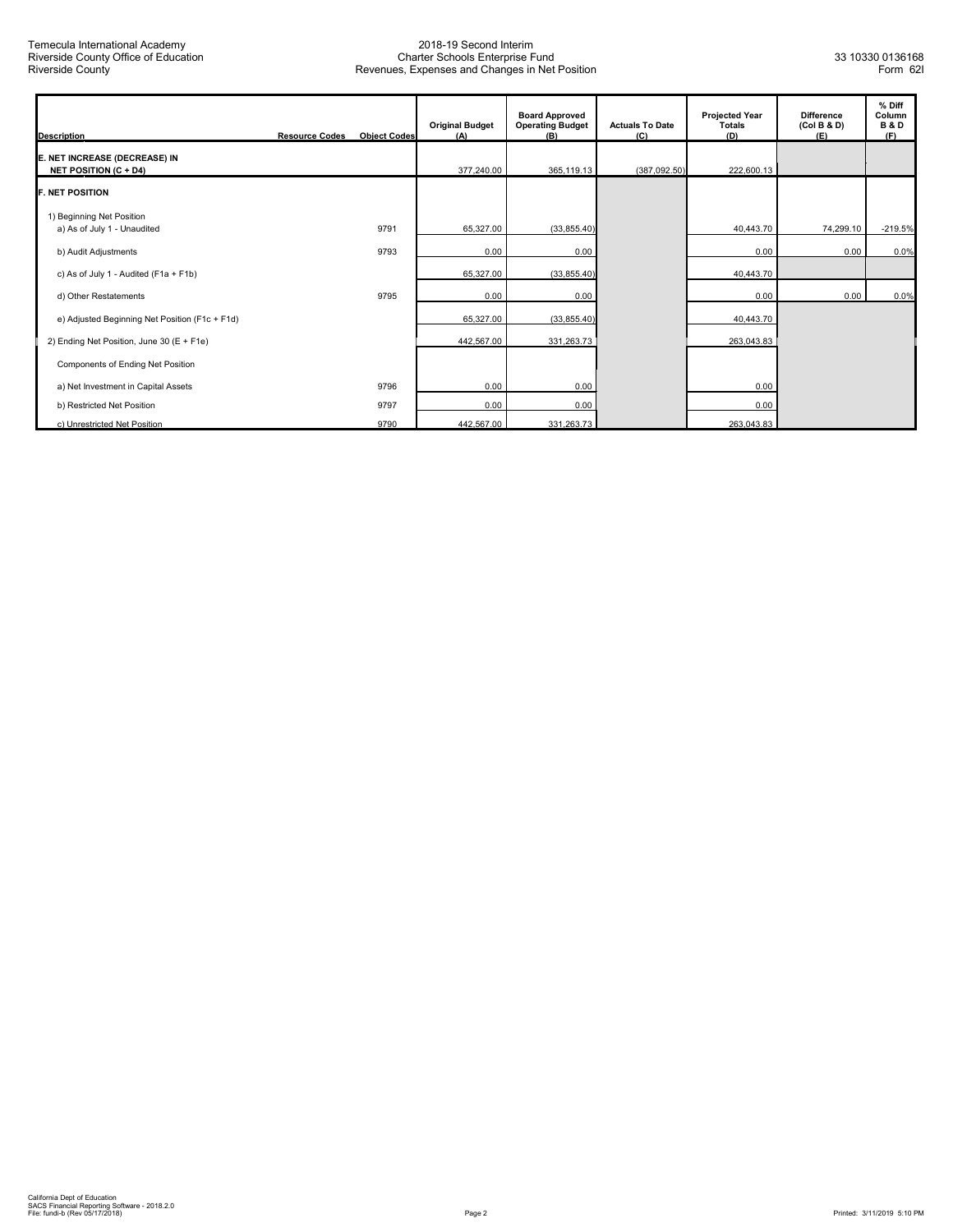| Description | Resource Codes | Object Codes | Original Budget (A) | Board Approved Operating Budget (B) | Actuals To Date (C) | Projected Year Totals (D) | Difference (Col B & D) (E) | % Diff Column B & D (F) |
|---|---|---|---|---|---|---|---|---|
| **E. NET INCREASE (DECREASE) IN NET POSITION (C + D4)** | | | 377,240.00 | 365,119.13 | (387,092.50) | 222,600.13 | | |
| **F. NET POSITION** | | | | | | | | |
| 1) Beginning Net Position | | | | | | | | |
| a) As of July 1 - Unaudited | | 9791 | 65,327.00 | (33,855.40) | | 40,443.70 | 74,299.10 | -219.5% |
| b) Audit Adjustments | | 9793 | 0.00 | 0.00 | | 0.00 | 0.00 | 0.0% |
| c) As of July 1 - Audited (F1a + F1b) | | | 65,327.00 | (33,855.40) | | 40,443.70 | | |
| d) Other Restatements | | 9795 | 0.00 | 0.00 | | 0.00 | 0.00 | 0.0% |
| e) Adjusted Beginning Net Position (F1c + F1d) | | | 65,327.00 | (33,855.40) | | 40,443.70 | | |
| 2) Ending Net Position, June 30 (E + F1e) | | | 442,567.00 | 331,263.73 | | 263,043.83 | | |
| Components of Ending Net Position | | | | | | | | |
| a) Net Investment in Capital Assets | | 9796 | 0.00 | 0.00 | | 0.00 | | |
| b) Restricted Net Position | | 9797 | 0.00 | 0.00 | | 0.00 | | |
| c) Unrestricted Net Position | | 9790 | 442,567.00 | 331,263.73 | | 263,043.83 | | |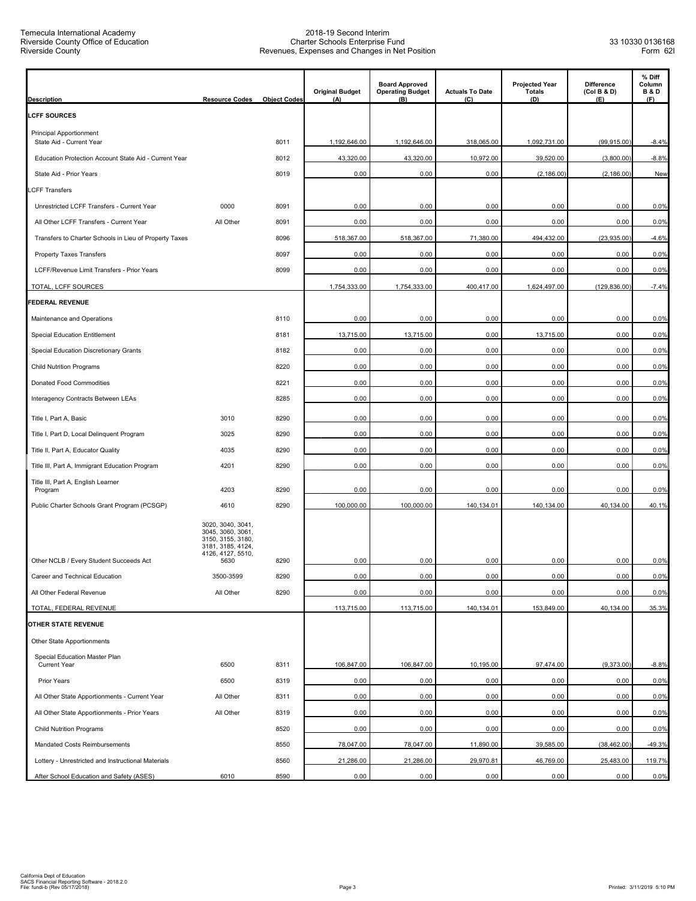Temecula International Academy
Riverside County Office of Education
Riverside County

2018-19 Second Interim
Charter Schools Enterprise Fund
Revenues, Expenses and Changes in Net Position

33 10330 0136168
Form 62I

| Description | Resource Codes | Object Codes | Original Budget (A) | Board Approved Operating Budget (B) | Actuals To Date (C) | Projected Year Totals (D) | Difference (Col B & D) (E) | % Diff Column B & D (F) |
|---|---|---|---|---|---|---|---|---|
| **LCFF SOURCES** | | | | | | | | |
| Principal Apportionment | | | | | | | | |
| State Aid - Current Year | | 8011 | 1,192,646.00 | 1,192,646.00 | 318,065.00 | 1,092,731.00 | (99,915.00) | -8.4% |
| Education Protection Account State Aid - Current Year | | 8012 | 43,320.00 | 43,320.00 | 10,972.00 | 39,520.00 | (3,800.00) | -8.8% |
| State Aid - Prior Years | | 8019 | 0.00 | 0.00 | 0.00 | (2,186.00) | (2,186.00) | New |
| LCFF Transfers | | | | | | | | |
| Unrestricted LCFF Transfers - Current Year | 0000 | 8091 | 0.00 | 0.00 | 0.00 | 0.00 | 0.00 | 0.0% |
| All Other LCFF Transfers - Current Year | All Other | 8091 | 0.00 | 0.00 | 0.00 | 0.00 | 0.00 | 0.0% |
| Transfers to Charter Schools in Lieu of Property Taxes | | 8096 | 518,367.00 | 518,367.00 | 71,380.00 | 494,432.00 | (23,935.00) | -4.6% |
| Property Taxes Transfers | | 8097 | 0.00 | 0.00 | 0.00 | 0.00 | 0.00 | 0.0% |
| LCFF/Revenue Limit Transfers - Prior Years | | 8099 | 0.00 | 0.00 | 0.00 | 0.00 | 0.00 | 0.0% |
| TOTAL, LCFF SOURCES | | | 1,754,333.00 | 1,754,333.00 | 400,417.00 | 1,624,497.00 | (129,836.00) | -7.4% |
| **FEDERAL REVENUE** | | | | | | | | |
| Maintenance and Operations | | 8110 | 0.00 | 0.00 | 0.00 | 0.00 | 0.00 | 0.0% |
| Special Education Entitlement | | 8181 | 13,715.00 | 13,715.00 | 0.00 | 13,715.00 | 0.00 | 0.0% |
| Special Education Discretionary Grants | | 8182 | 0.00 | 0.00 | 0.00 | 0.00 | 0.00 | 0.0% |
| Child Nutrition Programs | | 8220 | 0.00 | 0.00 | 0.00 | 0.00 | 0.00 | 0.0% |
| Donated Food Commodities | | 8221 | 0.00 | 0.00 | 0.00 | 0.00 | 0.00 | 0.0% |
| Interagency Contracts Between LEAs | | 8285 | 0.00 | 0.00 | 0.00 | 0.00 | 0.00 | 0.0% |
| Title I, Part A, Basic | 3010 | 8290 | 0.00 | 0.00 | 0.00 | 0.00 | 0.00 | 0.0% |
| Title I, Part D, Local Delinquent Program | 3025 | 8290 | 0.00 | 0.00 | 0.00 | 0.00 | 0.00 | 0.0% |
| Title II, Part A, Educator Quality | 4035 | 8290 | 0.00 | 0.00 | 0.00 | 0.00 | 0.00 | 0.0% |
| Title III, Part A, Immigrant Education Program | 4201 | 8290 | 0.00 | 0.00 | 0.00 | 0.00 | 0.00 | 0.0% |
| Title III, Part A, English Learner Program | 4203 | 8290 | 0.00 | 0.00 | 0.00 | 0.00 | 0.00 | 0.0% |
| Public Charter Schools Grant Program (PCSGP) | 4610 | 8290 | 100,000.00 | 100,000.00 | 140,134.01 | 140,134.00 | 40,134.00 | 40.1% |
| Other NCLB / Every Student Succeeds Act | 3020, 3040, 3041, 3045, 3060, 3061, 3150, 3155, 3180, 3181, 3185, 4124, 4126, 4127, 5510, 5630 | 8290 | 0.00 | 0.00 | 0.00 | 0.00 | 0.00 | 0.0% |
| Career and Technical Education | 3500-3599 | 8290 | 0.00 | 0.00 | 0.00 | 0.00 | 0.00 | 0.0% |
| All Other Federal Revenue | All Other | 8290 | 0.00 | 0.00 | 0.00 | 0.00 | 0.00 | 0.0% |
| TOTAL, FEDERAL REVENUE | | | 113,715.00 | 113,715.00 | 140,134.01 | 153,849.00 | 40,134.00 | 35.3% |
| **OTHER STATE REVENUE** | | | | | | | | |
| Other State Apportionments | | | | | | | | |
| Special Education Master Plan Current Year | 6500 | 8311 | 106,847.00 | 106,847.00 | 10,195.00 | 97,474.00 | (9,373.00) | -8.8% |
| Prior Years | 6500 | 8319 | 0.00 | 0.00 | 0.00 | 0.00 | 0.00 | 0.0% |
| All Other State Apportionments - Current Year | All Other | 8311 | 0.00 | 0.00 | 0.00 | 0.00 | 0.00 | 0.0% |
| All Other State Apportionments - Prior Years | All Other | 8319 | 0.00 | 0.00 | 0.00 | 0.00 | 0.00 | 0.0% |
| Child Nutrition Programs | | 8520 | 0.00 | 0.00 | 0.00 | 0.00 | 0.00 | 0.0% |
| Mandated Costs Reimbursements | | 8550 | 78,047.00 | 78,047.00 | 11,890.00 | 39,585.00 | (38,462.00) | -49.3% |
| Lottery - Unrestricted and Instructional Materials | | 8560 | 21,286.00 | 21,286.00 | 29,970.81 | 46,769.00 | 25,483.00 | 119.7% |
| After School Education and Safety (ASES) | 6010 | 8590 | 0.00 | 0.00 | 0.00 | 0.00 | 0.00 | 0.0% |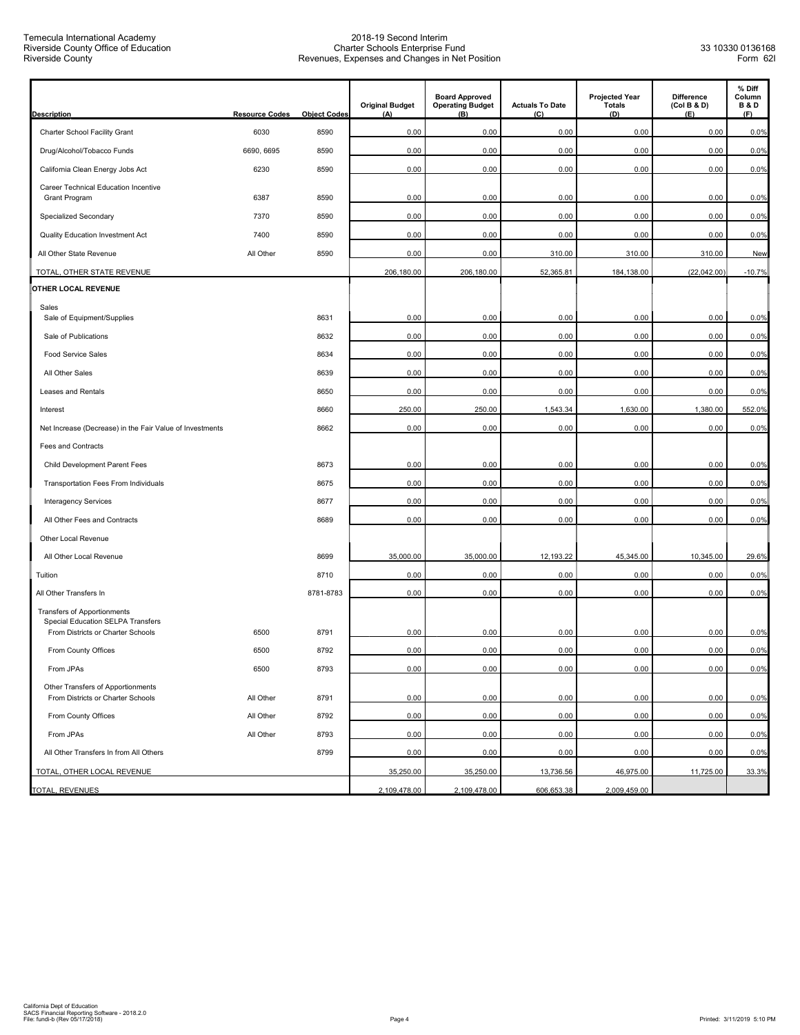Temecula International Academy
Riverside County Office of Education
Riverside County

2018-19 Second Interim
Charter Schools Enterprise Fund
Revenues, Expenses and Changes in Net Position

33 10330 0136168
Form 62I

| Description | Resource Codes | Object Codes | Original Budget (A) | Board Approved Operating Budget (B) | Actuals To Date (C) | Projected Year Totals (D) | Difference (Col B & D) (E) | % Diff Column B & D (F) |
|---|---|---|---|---|---|---|---|---|
| Charter School Facility Grant | 6030 | 8590 | 0.00 | 0.00 | 0.00 | 0.00 | 0.00 | 0.0% |
| Drug/Alcohol/Tobacco Funds | 6690, 6695 | 8590 | 0.00 | 0.00 | 0.00 | 0.00 | 0.00 | 0.0% |
| California Clean Energy Jobs Act | 6230 | 8590 | 0.00 | 0.00 | 0.00 | 0.00 | 0.00 | 0.0% |
| Career Technical Education Incentive Grant Program | 6387 | 8590 | 0.00 | 0.00 | 0.00 | 0.00 | 0.00 | 0.0% |
| Specialized Secondary | 7370 | 8590 | 0.00 | 0.00 | 0.00 | 0.00 | 0.00 | 0.0% |
| Quality Education Investment Act | 7400 | 8590 | 0.00 | 0.00 | 0.00 | 0.00 | 0.00 | 0.0% |
| All Other State Revenue | All Other | 8590 | 0.00 | 0.00 | 310.00 | 310.00 | 310.00 | New |
| TOTAL, OTHER STATE REVENUE | | | 206,180.00 | 206,180.00 | 52,365.81 | 184,138.00 | (22,042.00) | -10.7% |
| **OTHER LOCAL REVENUE** | | | | | | | | |
| Sales | | | | | | | | |
| Sale of Equipment/Supplies | | 8631 | 0.00 | 0.00 | 0.00 | 0.00 | 0.00 | 0.0% |
| Sale of Publications | | 8632 | 0.00 | 0.00 | 0.00 | 0.00 | 0.00 | 0.0% |
| Food Service Sales | | 8634 | 0.00 | 0.00 | 0.00 | 0.00 | 0.00 | 0.0% |
| All Other Sales | | 8639 | 0.00 | 0.00 | 0.00 | 0.00 | 0.00 | 0.0% |
| Leases and Rentals | | 8650 | 0.00 | 0.00 | 0.00 | 0.00 | 0.00 | 0.0% |
| Interest | | 8660 | 250.00 | 250.00 | 1,543.34 | 1,630.00 | 1,380.00 | 552.0% |
| Net Increase (Decrease) in the Fair Value of Investments | | 8662 | 0.00 | 0.00 | 0.00 | 0.00 | 0.00 | 0.0% |
| Fees and Contracts | | | | | | | | |
| Child Development Parent Fees | | 8673 | 0.00 | 0.00 | 0.00 | 0.00 | 0.00 | 0.0% |
| Transportation Fees From Individuals | | 8675 | 0.00 | 0.00 | 0.00 | 0.00 | 0.00 | 0.0% |
| Interagency Services | | 8677 | 0.00 | 0.00 | 0.00 | 0.00 | 0.00 | 0.0% |
| All Other Fees and Contracts | | 8689 | 0.00 | 0.00 | 0.00 | 0.00 | 0.00 | 0.0% |
| Other Local Revenue | | | | | | | | |
| All Other Local Revenue | | 8699 | 35,000.00 | 35,000.00 | 12,193.22 | 45,345.00 | 10,345.00 | 29.6% |
| Tuition | | 8710 | 0.00 | 0.00 | 0.00 | 0.00 | 0.00 | 0.0% |
| All Other Transfers In | | 8781-8783 | 0.00 | 0.00 | 0.00 | 0.00 | 0.00 | 0.0% |
| Transfers of Apportionments Special Education SELPA Transfers From Districts or Charter Schools | 6500 | 8791 | 0.00 | 0.00 | 0.00 | 0.00 | 0.00 | 0.0% |
| From County Offices | 6500 | 8792 | 0.00 | 0.00 | 0.00 | 0.00 | 0.00 | 0.0% |
| From JPAs | 6500 | 8793 | 0.00 | 0.00 | 0.00 | 0.00 | 0.00 | 0.0% |
| Other Transfers of Apportionments From Districts or Charter Schools | All Other | 8791 | 0.00 | 0.00 | 0.00 | 0.00 | 0.00 | 0.0% |
| From County Offices | All Other | 8792 | 0.00 | 0.00 | 0.00 | 0.00 | 0.00 | 0.0% |
| From JPAs | All Other | 8793 | 0.00 | 0.00 | 0.00 | 0.00 | 0.00 | 0.0% |
| All Other Transfers In from All Others | | 8799 | 0.00 | 0.00 | 0.00 | 0.00 | 0.00 | 0.0% |
| TOTAL, OTHER LOCAL REVENUE | | | 35,250.00 | 35,250.00 | 13,736.56 | 46,975.00 | 11,725.00 | 33.3% |
| TOTAL, REVENUES | | | 2,109,478.00 | 2,109,478.00 | 606,653.38 | 2,009,459.00 | | |

California Dept of Education
SACS Financial Reporting Software - 2018.2.0
File: fundi-b (Rev 05/17/2018)

Printed: 3/11/2019 5:10 PM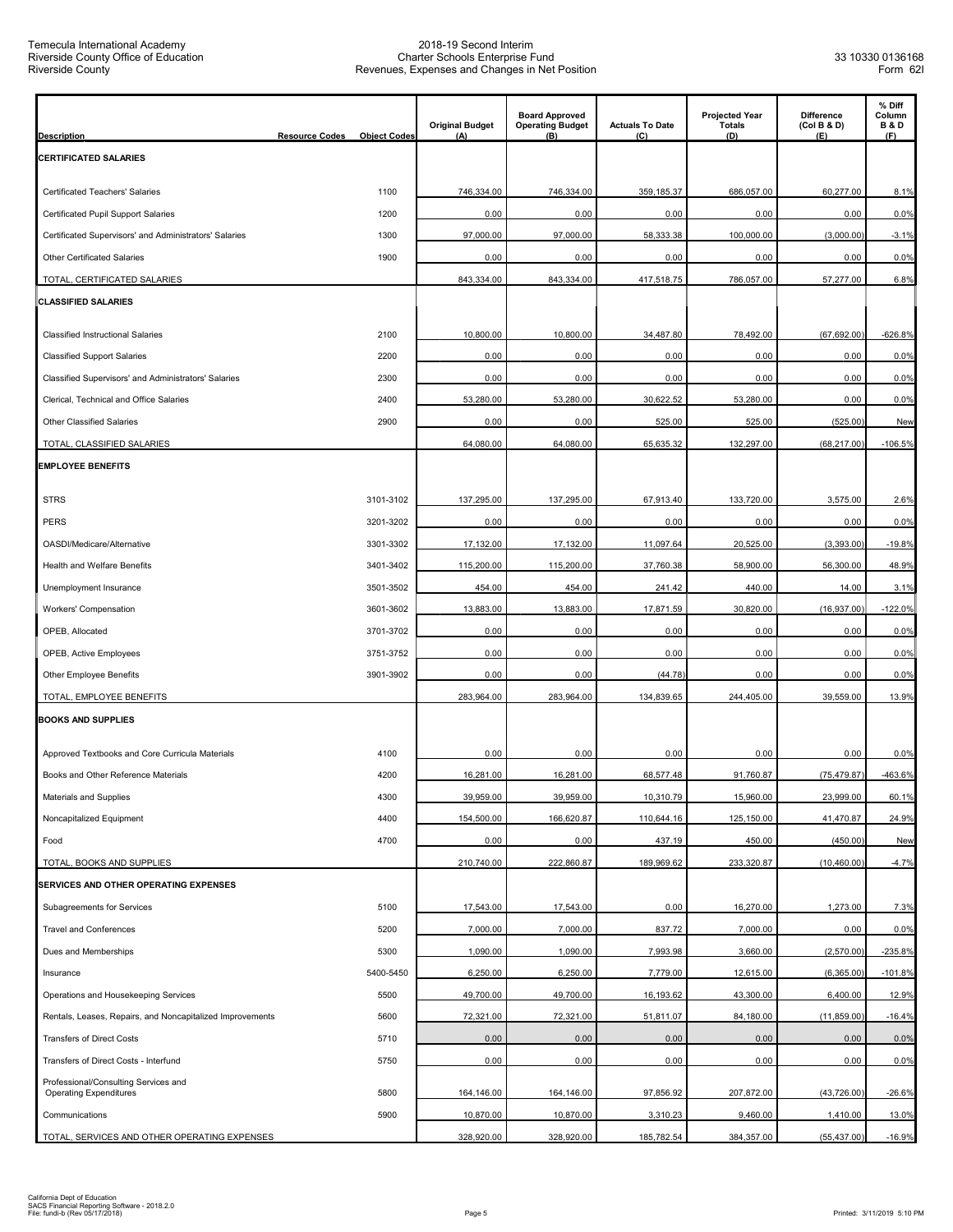Temecula International Academy
Riverside County Office of Education
Riverside County

2018-19 Second Interim
Charter Schools Enterprise Fund
Revenues, Expenses and Changes in Net Position

33 10330 0136168
Form 62I

| Description | Resource Codes | Object Codes | Original Budget (A) | Board Approved Operating Budget (B) | Actuals To Date (C) | Projected Year Totals (D) | Difference (Col B & D) (E) | % Diff Column B & D (F) |
|---|---|---|---|---|---|---|---|---|
| **CERTIFICATED SALARIES** | | | | | | | | |
| Certificated Teachers' Salaries | | 1100 | 746,334.00 | 746,334.00 | 359,185.37 | 686,057.00 | 60,277.00 | 8.1% |
| Certificated Pupil Support Salaries | | 1200 | 0.00 | 0.00 | 0.00 | 0.00 | 0.00 | 0.0% |
| Certificated Supervisors' and Administrators' Salaries | | 1300 | 97,000.00 | 97,000.00 | 58,333.38 | 100,000.00 | (3,000.00) | -3.1% |
| Other Certificated Salaries | | 1900 | 0.00 | 0.00 | 0.00 | 0.00 | 0.00 | 0.0% |
| TOTAL, CERTIFICATED SALARIES | | | 843,334.00 | 843,334.00 | 417,518.75 | 786,057.00 | 57,277.00 | 6.8% |
| **CLASSIFIED SALARIES** | | | | | | | | |
| Classified Instructional Salaries | | 2100 | 10,800.00 | 10,800.00 | 34,487.80 | 78,492.00 | (67,692.00) | -626.8% |
| Classified Support Salaries | | 2200 | 0.00 | 0.00 | 0.00 | 0.00 | 0.00 | 0.0% |
| Classified Supervisors' and Administrators' Salaries | | 2300 | 0.00 | 0.00 | 0.00 | 0.00 | 0.00 | 0.0% |
| Clerical, Technical and Office Salaries | | 2400 | 53,280.00 | 53,280.00 | 30,622.52 | 53,280.00 | 0.00 | 0.0% |
| Other Classified Salaries | | 2900 | 0.00 | 0.00 | 525.00 | 525.00 | (525.00) | New |
| TOTAL, CLASSIFIED SALARIES | | | 64,080.00 | 64,080.00 | 65,635.32 | 132,297.00 | (68,217.00) | -106.5% |
| **EMPLOYEE BENEFITS** | | | | | | | | |
| STRS | | 3101-3102 | 137,295.00 | 137,295.00 | 67,913.40 | 133,720.00 | 3,575.00 | 2.6% |
| PERS | | 3201-3202 | 0.00 | 0.00 | 0.00 | 0.00 | 0.00 | 0.0% |
| OASDI/Medicare/Alternative | | 3301-3302 | 17,132.00 | 17,132.00 | 11,097.64 | 20,525.00 | (3,393.00) | -19.8% |
| Health and Welfare Benefits | | 3401-3402 | 115,200.00 | 115,200.00 | 37,760.38 | 58,900.00 | 56,300.00 | 48.9% |
| Unemployment Insurance | | 3501-3502 | 454.00 | 454.00 | 241.42 | 440.00 | 14.00 | 3.1% |
| Workers' Compensation | | 3601-3602 | 13,883.00 | 13,883.00 | 17,871.59 | 30,820.00 | (16,937.00) | -122.0% |
| OPEB, Allocated | | 3701-3702 | 0.00 | 0.00 | 0.00 | 0.00 | 0.00 | 0.0% |
| OPEB, Active Employees | | 3751-3752 | 0.00 | 0.00 | 0.00 | 0.00 | 0.00 | 0.0% |
| Other Employee Benefits | | 3901-3902 | 0.00 | 0.00 | (44.78) | 0.00 | 0.00 | 0.0% |
| TOTAL, EMPLOYEE BENEFITS | | | 283,964.00 | 283,964.00 | 134,839.65 | 244,405.00 | 39,559.00 | 13.9% |
| **BOOKS AND SUPPLIES** | | | | | | | | |
| Approved Textbooks and Core Curricula Materials | | 4100 | 0.00 | 0.00 | 0.00 | 0.00 | 0.00 | 0.0% |
| Books and Other Reference Materials | | 4200 | 16,281.00 | 16,281.00 | 68,577.48 | 91,760.87 | (75,479.87) | -463.6% |
| Materials and Supplies | | 4300 | 39,959.00 | 39,959.00 | 10,310.79 | 15,960.00 | 23,999.00 | 60.1% |
| Noncapitalized Equipment | | 4400 | 154,500.00 | 166,620.87 | 110,644.16 | 125,150.00 | 41,470.87 | 24.9% |
| Food | | 4700 | 0.00 | 0.00 | 437.19 | 450.00 | (450.00) | New |
| TOTAL, BOOKS AND SUPPLIES | | | 210,740.00 | 222,860.87 | 189,969.62 | 233,320.87 | (10,460.00) | -4.7% |
| **SERVICES AND OTHER OPERATING EXPENSES** | | | | | | | | |
| Subagreements for Services | | 5100 | 17,543.00 | 17,543.00 | 0.00 | 16,270.00 | 1,273.00 | 7.3% |
| Travel and Conferences | | 5200 | 7,000.00 | 7,000.00 | 837.72 | 7,000.00 | 0.00 | 0.0% |
| Dues and Memberships | | 5300 | 1,090.00 | 1,090.00 | 7,993.98 | 3,660.00 | (2,570.00) | -235.8% |
| Insurance | | 5400-5450 | 6,250.00 | 6,250.00 | 7,779.00 | 12,615.00 | (6,365.00) | -101.8% |
| Operations and Housekeeping Services | | 5500 | 49,700.00 | 49,700.00 | 16,193.62 | 43,300.00 | 6,400.00 | 12.9% |
| Rentals, Leases, Repairs, and Noncapitalized Improvements | | 5600 | 72,321.00 | 72,321.00 | 51,811.07 | 84,180.00 | (11,859.00) | -16.4% |
| Transfers of Direct Costs | | 5710 | 0.00 | 0.00 | 0.00 | 0.00 | 0.00 | 0.0% |
| Transfers of Direct Costs - Interfund | | 5750 | 0.00 | 0.00 | 0.00 | 0.00 | 0.00 | 0.0% |
| Professional/Consulting Services and Operating Expenditures | | 5800 | 164,146.00 | 164,146.00 | 97,856.92 | 207,872.00 | (43,726.00) | -26.6% |
| Communications | | 5900 | 10,870.00 | 10,870.00 | 3,310.23 | 9,460.00 | 1,410.00 | 13.0% |
| TOTAL, SERVICES AND OTHER OPERATING EXPENSES | | | 328,920.00 | 328,920.00 | 185,782.54 | 384,357.00 | (55,437.00) | -16.9% |

California Dept of Education
SACS Financial Reporting Software - 2018.2.0
File: fundi-b (Rev 05/17/2018)

Printed: 3/11/2019 5:10 PM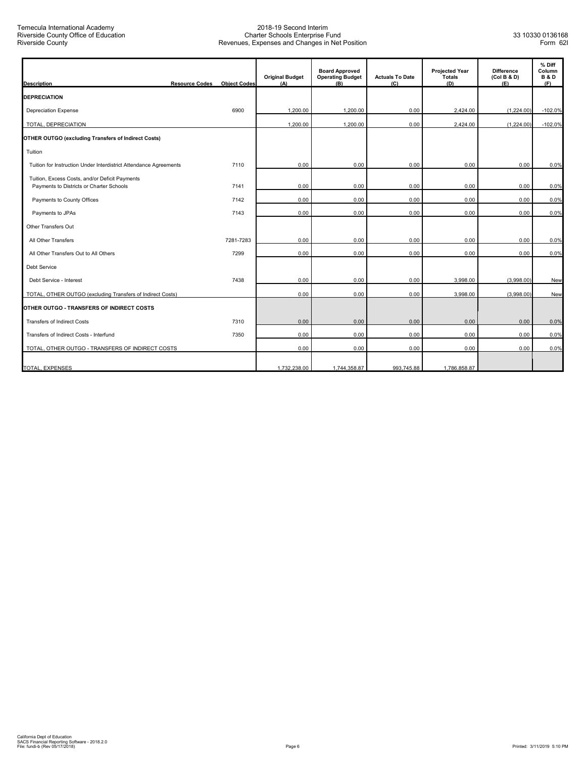Temecula International Academy
Riverside County Office of Education
Riverside County

2018-19 Second Interim
Charter Schools Enterprise Fund
Revenues, Expenses and Changes in Net Position

33 10330 0136168
Form 62I

| Description | Resource Codes | Object Codes | Original Budget (A) | Board Approved Operating Budget (B) | Actuals To Date (C) | Projected Year Totals (D) | Difference (Col B & D) (E) | % Diff Column B & D (F) |
|---|---|---|---|---|---|---|---|---|
| **DEPRECIATION** | | | | | | | | |
| Depreciation Expense | | 6900 | 1,200.00 | 1,200.00 | 0.00 | 2,424.00 | (1,224.00) | -102.0% |
| TOTAL, DEPRECIATION | | | 1,200.00 | 1,200.00 | 0.00 | 2,424.00 | (1,224.00) | -102.0% |
| **OTHER OUTGO (excluding Transfers of Indirect Costs)** | | | | | | | | |
| Tuition | | | | | | | | |
| Tuition for Instruction Under Interdistrict Attendance Agreements | | 7110 | 0.00 | 0.00 | 0.00 | 0.00 | 0.00 | 0.0% |
| Tuition, Excess Costs, and/or Deficit Payments Payments to Districts or Charter Schools | | 7141 | 0.00 | 0.00 | 0.00 | 0.00 | 0.00 | 0.0% |
| Payments to County Offices | | 7142 | 0.00 | 0.00 | 0.00 | 0.00 | 0.00 | 0.0% |
| Payments to JPAs | | 7143 | 0.00 | 0.00 | 0.00 | 0.00 | 0.00 | 0.0% |
| Other Transfers Out | | | | | | | | |
| All Other Transfers | | 7281-7283 | 0.00 | 0.00 | 0.00 | 0.00 | 0.00 | 0.0% |
| All Other Transfers Out to All Others | | 7299 | 0.00 | 0.00 | 0.00 | 0.00 | 0.00 | 0.0% |
| Debt Service | | | | | | | | |
| Debt Service - Interest | | 7438 | 0.00 | 0.00 | 0.00 | 3,998.00 | (3,998.00) | New |
| TOTAL, OTHER OUTGO (excluding Transfers of Indirect Costs) | | | 0.00 | 0.00 | 0.00 | 3,998.00 | (3,998.00) | New |
| **OTHER OUTGO - TRANSFERS OF INDIRECT COSTS** | | | | | | | | |
| Transfers of Indirect Costs | | 7310 | 0.00 | 0.00 | 0.00 | 0.00 | 0.00 | 0.0% |
| Transfers of Indirect Costs - Interfund | | 7350 | 0.00 | 0.00 | 0.00 | 0.00 | 0.00 | 0.0% |
| TOTAL, OTHER OUTGO - TRANSFERS OF INDIRECT COSTS | | | 0.00 | 0.00 | 0.00 | 0.00 | 0.00 | 0.0% |
| TOTAL, EXPENSES | | | 1,732,238.00 | 1,744,358.87 | 993,745.88 | 1,786,858.87 | | |

California Dept of Education
SACS Financial Reporting Software - 2018.2.0
File: fundi-b (Rev 05/17/2018)

Printed: 3/11/2019 5:10 PM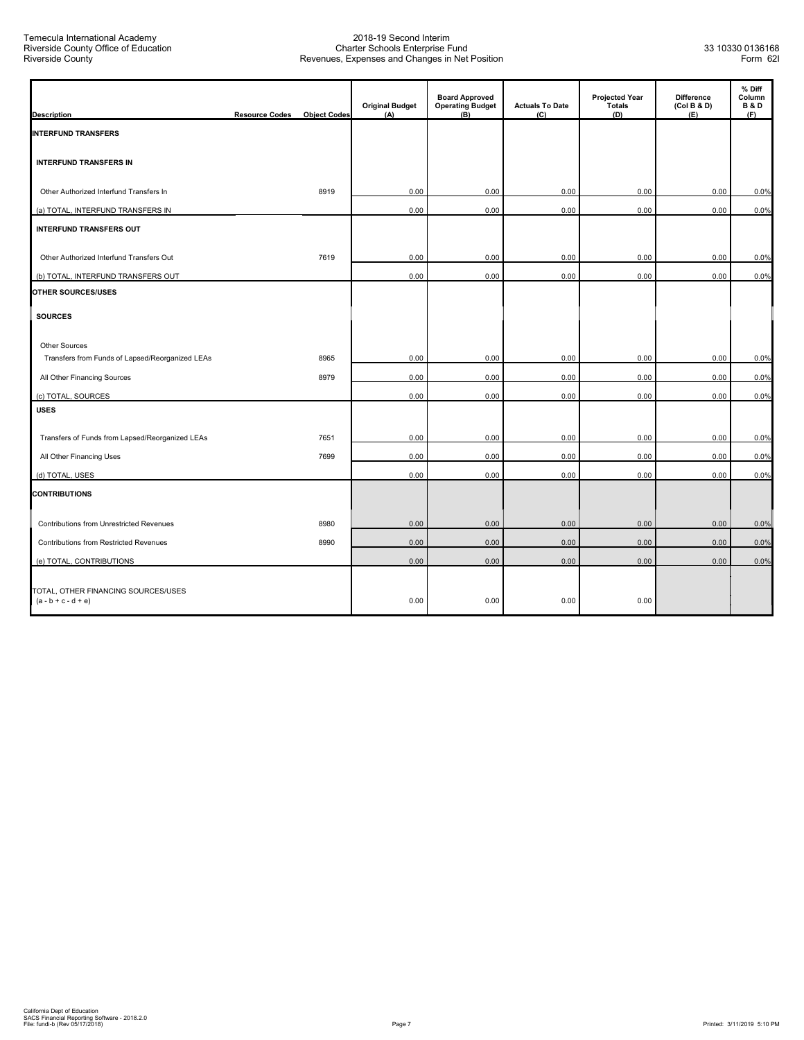Temecula International Academy
Riverside County Office of Education
Riverside County

2018-19 Second Interim
Charter Schools Enterprise Fund
Revenues, Expenses and Changes in Net Position

33 10330 0136168
Form 62I

| Description | Resource Codes | Object Codes | Original Budget (A) | Board Approved Operating Budget (B) | Actuals To Date (C) | Projected Year Totals (D) | Difference (Col B & D) (E) | % Diff Column B & D (F) |
|---|---|---|---|---|---|---|---|---|
| **INTERFUND TRANSFERS** | | | | | | | | |
| **INTERFUND TRANSFERS IN** | | | | | | | | |
| Other Authorized Interfund Transfers In | | 8919 | 0.00 | 0.00 | 0.00 | 0.00 | 0.00 | 0.0% |
| (a) TOTAL, INTERFUND TRANSFERS IN | | | 0.00 | 0.00 | 0.00 | 0.00 | 0.00 | 0.0% |
| **INTERFUND TRANSFERS OUT** | | | | | | | | |
| Other Authorized Interfund Transfers Out | | 7619 | 0.00 | 0.00 | 0.00 | 0.00 | 0.00 | 0.0% |
| (b) TOTAL, INTERFUND TRANSFERS OUT | | | 0.00 | 0.00 | 0.00 | 0.00 | 0.00 | 0.0% |
| **OTHER SOURCES/USES** | | | | | | | | |
| **SOURCES** | | | | | | | | |
| Other Sources | | | | | | | | |
| Transfers from Funds of Lapsed/Reorganized LEAs | | 8965 | 0.00 | 0.00 | 0.00 | 0.00 | 0.00 | 0.0% |
| All Other Financing Sources | | 8979 | 0.00 | 0.00 | 0.00 | 0.00 | 0.00 | 0.0% |
| (c) TOTAL, SOURCES | | | 0.00 | 0.00 | 0.00 | 0.00 | 0.00 | 0.0% |
| **USES** | | | | | | | | |
| Transfers of Funds from Lapsed/Reorganized LEAs | | 7651 | 0.00 | 0.00 | 0.00 | 0.00 | 0.00 | 0.0% |
| All Other Financing Uses | | 7699 | 0.00 | 0.00 | 0.00 | 0.00 | 0.00 | 0.0% |
| (d) TOTAL, USES | | | 0.00 | 0.00 | 0.00 | 0.00 | 0.00 | 0.0% |
| **CONTRIBUTIONS** | | | | | | | | |
| Contributions from Unrestricted Revenues | | 8980 | 0.00 | 0.00 | 0.00 | 0.00 | 0.00 | 0.0% |
| Contributions from Restricted Revenues | | 8990 | 0.00 | 0.00 | 0.00 | 0.00 | 0.00 | 0.0% |
| (e) TOTAL, CONTRIBUTIONS | | | 0.00 | 0.00 | 0.00 | 0.00 | 0.00 | 0.0% |
| TOTAL, OTHER FINANCING SOURCES/USES (a - b + c - d + e) | | | 0.00 | 0.00 | 0.00 | 0.00 | | |

California Dept of Education
SACS Financial Reporting Software - 2018.2.0
File: fundi-b (Rev 05/17/2018)

Printed: 3/11/2019 5:10 PM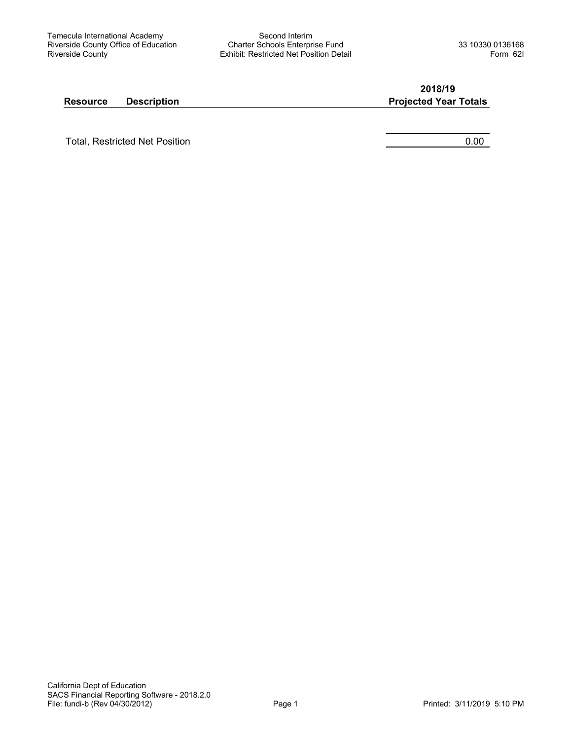Temecula International Academy
Riverside County Office of Education
Riverside County

Second Interim
Charter Schools Enterprise Fund
Exhibit: Restricted Net Position Detail

33 10330 0136168
Form 62I

| Resource | Description | 2018/19 Projected Year Totals |
|---|---|---|
| | Total, Restricted Net Position | 0.00 |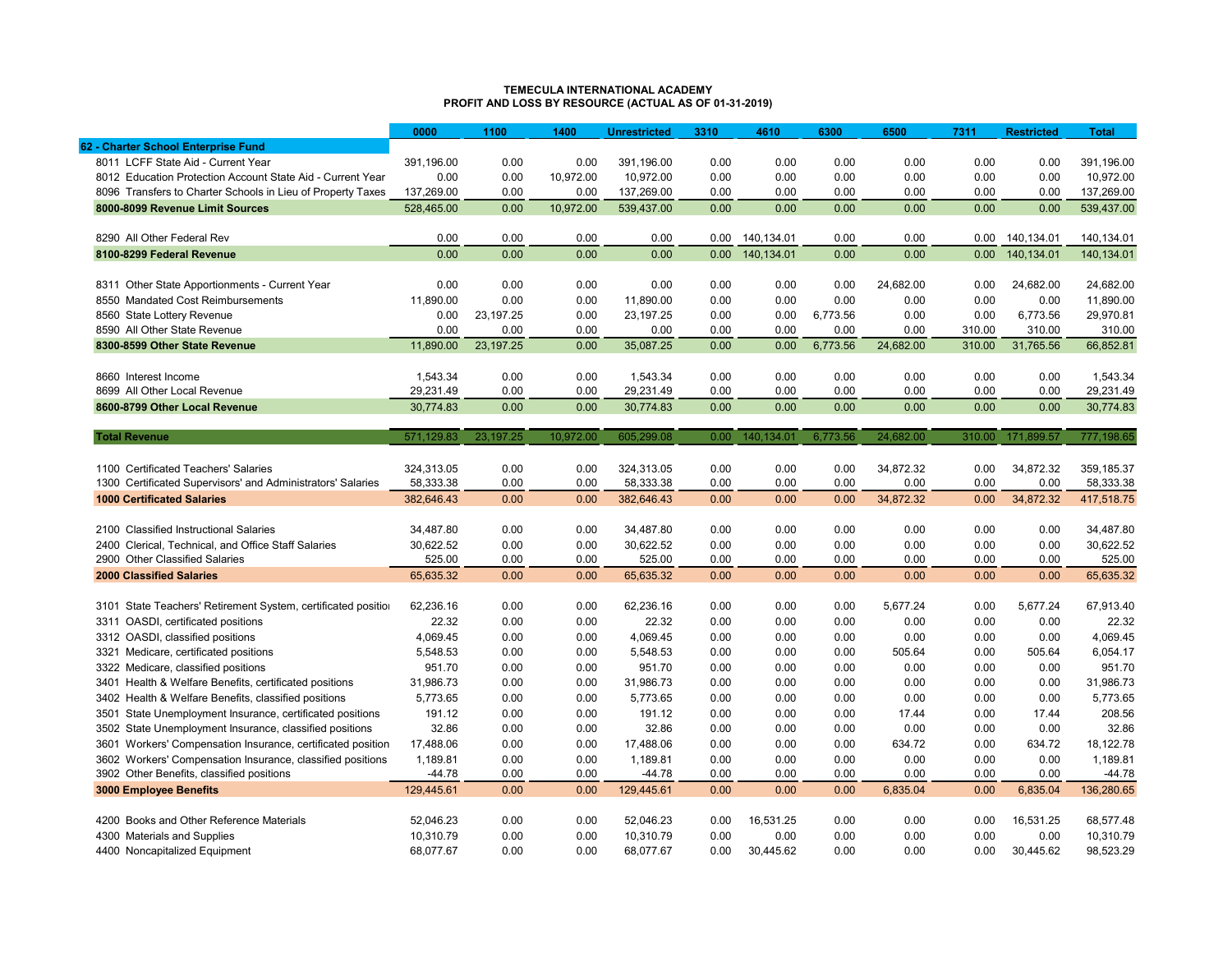**TEMECULA INTERNATIONAL ACADEMY**
**PROFIT AND LOSS BY RESOURCE (ACTUAL AS OF 01-31-2019)**

| | 0000 | 1100 | 1400 | Unrestricted | 3310 | 4610 | 6300 | 6500 | 7311 | Restricted | Total |
|---|---|---|---|---|---|---|---|---|---|---|---|
| **62 - Charter School Enterprise Fund** | | | | | | | | | | | |
| 8011 LCFF State Aid - Current Year | 391,196.00 | 0.00 | 0.00 | 391,196.00 | 0.00 | 0.00 | 0.00 | 0.00 | 0.00 | 0.00 | 391,196.00 |
| 8012 Education Protection Account State Aid - Current Year | 0.00 | 0.00 | 10,972.00 | 10,972.00 | 0.00 | 0.00 | 0.00 | 0.00 | 0.00 | 0.00 | 10,972.00 |
| 8096 Transfers to Charter Schools in Lieu of Property Taxes | 137,269.00 | 0.00 | 0.00 | 137,269.00 | 0.00 | 0.00 | 0.00 | 0.00 | 0.00 | 0.00 | 137,269.00 |
| **8000-8099 Revenue Limit Sources** | 528,465.00 | 0.00 | 10,972.00 | 539,437.00 | 0.00 | 0.00 | 0.00 | 0.00 | 0.00 | 0.00 | 539,437.00 |
| 8290 All Other Federal Rev | 0.00 | 0.00 | 0.00 | 0.00 | 0.00 | 140,134.01 | 0.00 | 0.00 | 0.00 | 140,134.01 | 140,134.01 |
| **8100-8299 Federal Revenue** | 0.00 | 0.00 | 0.00 | 0.00 | 0.00 | 140,134.01 | 0.00 | 0.00 | 0.00 | 140,134.01 | 140,134.01 |
| 8311 Other State Apportionments - Current Year | 0.00 | 0.00 | 0.00 | 0.00 | 0.00 | 0.00 | 0.00 | 24,682.00 | 0.00 | 24,682.00 | 24,682.00 |
| 8550 Mandated Cost Reimbursements | 11,890.00 | 0.00 | 0.00 | 11,890.00 | 0.00 | 0.00 | 0.00 | 0.00 | 0.00 | 0.00 | 11,890.00 |
| 8560 State Lottery Revenue | 0.00 | 23,197.25 | 0.00 | 23,197.25 | 0.00 | 0.00 | 6,773.56 | 0.00 | 0.00 | 6,773.56 | 29,970.81 |
| 8590 All Other State Revenue | 0.00 | 0.00 | 0.00 | 0.00 | 0.00 | 0.00 | 0.00 | 0.00 | 310.00 | 310.00 | 310.00 |
| **8300-8599 Other State Revenue** | 11,890.00 | 23,197.25 | 0.00 | 35,087.25 | 0.00 | 0.00 | 6,773.56 | 24,682.00 | 310.00 | 31,765.56 | 66,852.81 |
| 8660 Interest Income | 1,543.34 | 0.00 | 0.00 | 1,543.34 | 0.00 | 0.00 | 0.00 | 0.00 | 0.00 | 0.00 | 1,543.34 |
| 8699 All Other Local Revenue | 29,231.49 | 0.00 | 0.00 | 29,231.49 | 0.00 | 0.00 | 0.00 | 0.00 | 0.00 | 0.00 | 29,231.49 |
| **8600-8799 Other Local Revenue** | 30,774.83 | 0.00 | 0.00 | 30,774.83 | 0.00 | 0.00 | 0.00 | 0.00 | 0.00 | 0.00 | 30,774.83 |
| **Total Revenue** | 571,129.83 | 23,197.25 | 10,972.00 | 605,299.08 | 0.00 | 140,134.01 | 6,773.56 | 24,682.00 | 310.00 | 171,899.57 | 777,198.65 |
| 1100 Certificated Teachers' Salaries | 324,313.05 | 0.00 | 0.00 | 324,313.05 | 0.00 | 0.00 | 0.00 | 34,872.32 | 0.00 | 34,872.32 | 359,185.37 |
| 1300 Certificated Supervisors' and Administrators' Salaries | 58,333.38 | 0.00 | 0.00 | 58,333.38 | 0.00 | 0.00 | 0.00 | 0.00 | 0.00 | 0.00 | 58,333.38 |
| **1000 Certificated Salaries** | 382,646.43 | 0.00 | 0.00 | 382,646.43 | 0.00 | 0.00 | 0.00 | 34,872.32 | 0.00 | 34,872.32 | 417,518.75 |
| 2100 Classified Instructional Salaries | 34,487.80 | 0.00 | 0.00 | 34,487.80 | 0.00 | 0.00 | 0.00 | 0.00 | 0.00 | 0.00 | 34,487.80 |
| 2400 Clerical, Technical, and Office Staff Salaries | 30,622.52 | 0.00 | 0.00 | 30,622.52 | 0.00 | 0.00 | 0.00 | 0.00 | 0.00 | 0.00 | 30,622.52 |
| 2900 Other Classified Salaries | 525.00 | 0.00 | 0.00 | 525.00 | 0.00 | 0.00 | 0.00 | 0.00 | 0.00 | 0.00 | 525.00 |
| **2000 Classified Salaries** | 65,635.32 | 0.00 | 0.00 | 65,635.32 | 0.00 | 0.00 | 0.00 | 0.00 | 0.00 | 0.00 | 65,635.32 |
| 3101 State Teachers' Retirement System, certificated positio | 62,236.16 | 0.00 | 0.00 | 62,236.16 | 0.00 | 0.00 | 0.00 | 5,677.24 | 0.00 | 5,677.24 | 67,913.40 |
| 3311 OASDI, certificated positions | 22.32 | 0.00 | 0.00 | 22.32 | 0.00 | 0.00 | 0.00 | 0.00 | 0.00 | 0.00 | 22.32 |
| 3312 OASDI, classified positions | 4,069.45 | 0.00 | 0.00 | 4,069.45 | 0.00 | 0.00 | 0.00 | 0.00 | 0.00 | 0.00 | 4,069.45 |
| 3321 Medicare, certificated positions | 5,548.53 | 0.00 | 0.00 | 5,548.53 | 0.00 | 0.00 | 0.00 | 505.64 | 0.00 | 505.64 | 6,054.17 |
| 3322 Medicare, classified positions | 951.70 | 0.00 | 0.00 | 951.70 | 0.00 | 0.00 | 0.00 | 0.00 | 0.00 | 0.00 | 951.70 |
| 3401 Health & Welfare Benefits, certificated positions | 31,986.73 | 0.00 | 0.00 | 31,986.73 | 0.00 | 0.00 | 0.00 | 0.00 | 0.00 | 0.00 | 31,986.73 |
| 3402 Health & Welfare Benefits, classified positions | 5,773.65 | 0.00 | 0.00 | 5,773.65 | 0.00 | 0.00 | 0.00 | 0.00 | 0.00 | 0.00 | 5,773.65 |
| 3501 State Unemployment Insurance, certificated positions | 191.12 | 0.00 | 0.00 | 191.12 | 0.00 | 0.00 | 0.00 | 17.44 | 0.00 | 17.44 | 208.56 |
| 3502 State Unemployment Insurance, classified positions | 32.86 | 0.00 | 0.00 | 32.86 | 0.00 | 0.00 | 0.00 | 0.00 | 0.00 | 0.00 | 32.86 |
| 3601 Workers' Compensation Insurance, certificated position | 17,488.06 | 0.00 | 0.00 | 17,488.06 | 0.00 | 0.00 | 0.00 | 634.72 | 0.00 | 634.72 | 18,122.78 |
| 3602 Workers' Compensation Insurance, classified positions | 1,189.81 | 0.00 | 0.00 | 1,189.81 | 0.00 | 0.00 | 0.00 | 0.00 | 0.00 | 0.00 | 1,189.81 |
| 3902 Other Benefits, classified positions | -44.78 | 0.00 | 0.00 | -44.78 | 0.00 | 0.00 | 0.00 | 0.00 | 0.00 | 0.00 | -44.78 |
| **3000 Employee Benefits** | 129,445.61 | 0.00 | 0.00 | 129,445.61 | 0.00 | 0.00 | 0.00 | 6,835.04 | 0.00 | 6,835.04 | 136,280.65 |
| 4200 Books and Other Reference Materials | 52,046.23 | 0.00 | 0.00 | 52,046.23 | 0.00 | 16,531.25 | 0.00 | 0.00 | 0.00 | 16,531.25 | 68,577.48 |
| 4300 Materials and Supplies | 10,310.79 | 0.00 | 0.00 | 10,310.79 | 0.00 | 0.00 | 0.00 | 0.00 | 0.00 | 0.00 | 10,310.79 |
| 4400 Noncapitalized Equipment | 68,077.67 | 0.00 | 0.00 | 68,077.67 | 0.00 | 30,445.62 | 0.00 | 0.00 | 0.00 | 30,445.62 | 98,523.29 |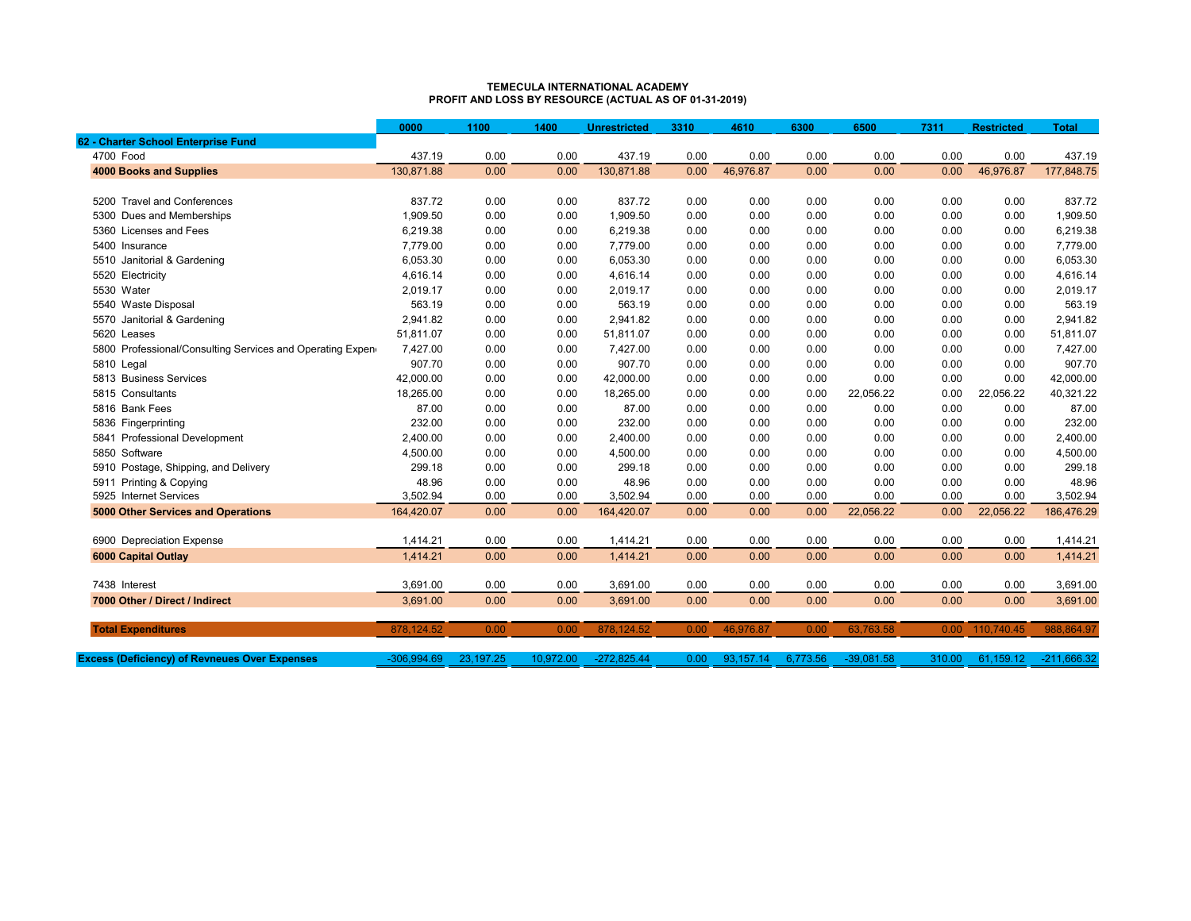**TEMECULA INTERNATIONAL ACADEMY**
**PROFIT AND LOSS BY RESOURCE (ACTUAL AS OF 01-31-2019)**

| | 0000 | 1100 | 1400 | Unrestricted | 3310 | 4610 | 6300 | 6500 | 7311 | Restricted | Total |
|---|---|---|---|---|---|---|---|---|---|---|---|
| **62 - Charter School Enterprise Fund** | | | | | | | | | | | |
| 4700 Food | 437.19 | 0.00 | 0.00 | 437.19 | 0.00 | 0.00 | 0.00 | 0.00 | 0.00 | 0.00 | 437.19 |
| **4000 Books and Supplies** | 130,871.88 | 0.00 | 0.00 | 130,871.88 | 0.00 | 46,976.87 | 0.00 | 0.00 | 0.00 | 46,976.87 | 177,848.75 |
| 5200 Travel and Conferences | 837.72 | 0.00 | 0.00 | 837.72 | 0.00 | 0.00 | 0.00 | 0.00 | 0.00 | 0.00 | 837.72 |
| 5300 Dues and Memberships | 1,909.50 | 0.00 | 0.00 | 1,909.50 | 0.00 | 0.00 | 0.00 | 0.00 | 0.00 | 0.00 | 1,909.50 |
| 5360 Licenses and Fees | 6,219.38 | 0.00 | 0.00 | 6,219.38 | 0.00 | 0.00 | 0.00 | 0.00 | 0.00 | 0.00 | 6,219.38 |
| 5400 Insurance | 7,779.00 | 0.00 | 0.00 | 7,779.00 | 0.00 | 0.00 | 0.00 | 0.00 | 0.00 | 0.00 | 7,779.00 |
| 5510 Janitorial & Gardening | 6,053.30 | 0.00 | 0.00 | 6,053.30 | 0.00 | 0.00 | 0.00 | 0.00 | 0.00 | 0.00 | 6,053.30 |
| 5520 Electricity | 4,616.14 | 0.00 | 0.00 | 4,616.14 | 0.00 | 0.00 | 0.00 | 0.00 | 0.00 | 0.00 | 4,616.14 |
| 5530 Water | 2,019.17 | 0.00 | 0.00 | 2,019.17 | 0.00 | 0.00 | 0.00 | 0.00 | 0.00 | 0.00 | 2,019.17 |
| 5540 Waste Disposal | 563.19 | 0.00 | 0.00 | 563.19 | 0.00 | 0.00 | 0.00 | 0.00 | 0.00 | 0.00 | 563.19 |
| 5570 Janitorial & Gardening | 2,941.82 | 0.00 | 0.00 | 2,941.82 | 0.00 | 0.00 | 0.00 | 0.00 | 0.00 | 0.00 | 2,941.82 |
| 5620 Leases | 51,811.07 | 0.00 | 0.00 | 51,811.07 | 0.00 | 0.00 | 0.00 | 0.00 | 0.00 | 0.00 | 51,811.07 |
| 5800 Professional/Consulting Services and Operating Expen | 7,427.00 | 0.00 | 0.00 | 7,427.00 | 0.00 | 0.00 | 0.00 | 0.00 | 0.00 | 0.00 | 7,427.00 |
| 5810 Legal | 907.70 | 0.00 | 0.00 | 907.70 | 0.00 | 0.00 | 0.00 | 0.00 | 0.00 | 0.00 | 907.70 |
| 5813 Business Services | 42,000.00 | 0.00 | 0.00 | 42,000.00 | 0.00 | 0.00 | 0.00 | 0.00 | 0.00 | 0.00 | 42,000.00 |
| 5815 Consultants | 18,265.00 | 0.00 | 0.00 | 18,265.00 | 0.00 | 0.00 | 0.00 | 22,056.22 | 0.00 | 22,056.22 | 40,321.22 |
| 5816 Bank Fees | 87.00 | 0.00 | 0.00 | 87.00 | 0.00 | 0.00 | 0.00 | 0.00 | 0.00 | 0.00 | 87.00 |
| 5836 Fingerprinting | 232.00 | 0.00 | 0.00 | 232.00 | 0.00 | 0.00 | 0.00 | 0.00 | 0.00 | 0.00 | 232.00 |
| 5841 Professional Development | 2,400.00 | 0.00 | 0.00 | 2,400.00 | 0.00 | 0.00 | 0.00 | 0.00 | 0.00 | 0.00 | 2,400.00 |
| 5850 Software | 4,500.00 | 0.00 | 0.00 | 4,500.00 | 0.00 | 0.00 | 0.00 | 0.00 | 0.00 | 0.00 | 4,500.00 |
| 5910 Postage, Shipping, and Delivery | 299.18 | 0.00 | 0.00 | 299.18 | 0.00 | 0.00 | 0.00 | 0.00 | 0.00 | 0.00 | 299.18 |
| 5911 Printing & Copying | 48.96 | 0.00 | 0.00 | 48.96 | 0.00 | 0.00 | 0.00 | 0.00 | 0.00 | 0.00 | 48.96 |
| 5925 Internet Services | 3,502.94 | 0.00 | 0.00 | 3,502.94 | 0.00 | 0.00 | 0.00 | 0.00 | 0.00 | 0.00 | 3,502.94 |
| **5000 Other Services and Operations** | 164,420.07 | 0.00 | 0.00 | 164,420.07 | 0.00 | 0.00 | 0.00 | 22,056.22 | 0.00 | 22,056.22 | 186,476.29 |
| 6900 Depreciation Expense | 1,414.21 | 0.00 | 0.00 | 1,414.21 | 0.00 | 0.00 | 0.00 | 0.00 | 0.00 | 0.00 | 1,414.21 |
| **6000 Capital Outlay** | 1,414.21 | 0.00 | 0.00 | 1,414.21 | 0.00 | 0.00 | 0.00 | 0.00 | 0.00 | 0.00 | 1,414.21 |
| 7438 Interest | 3,691.00 | 0.00 | 0.00 | 3,691.00 | 0.00 | 0.00 | 0.00 | 0.00 | 0.00 | 0.00 | 3,691.00 |
| **7000 Other / Direct / Indirect** | 3,691.00 | 0.00 | 0.00 | 3,691.00 | 0.00 | 0.00 | 0.00 | 0.00 | 0.00 | 0.00 | 3,691.00 |
| **Total Expenditures** | 878,124.52 | 0.00 | 0.00 | 878,124.52 | 0.00 | 46,976.87 | 0.00 | 63,763.58 | 0.00 | 110,740.45 | 988,864.97 |
| **Excess (Deficiency) of Revneues Over Expenses** | -306,994.69 | 23,197.25 | 10,972.00 | -272,825.44 | 0.00 | 93,157.14 | 6,773.56 | -39,081.58 | 310.00 | 61,159.12 | -211,666.32 |